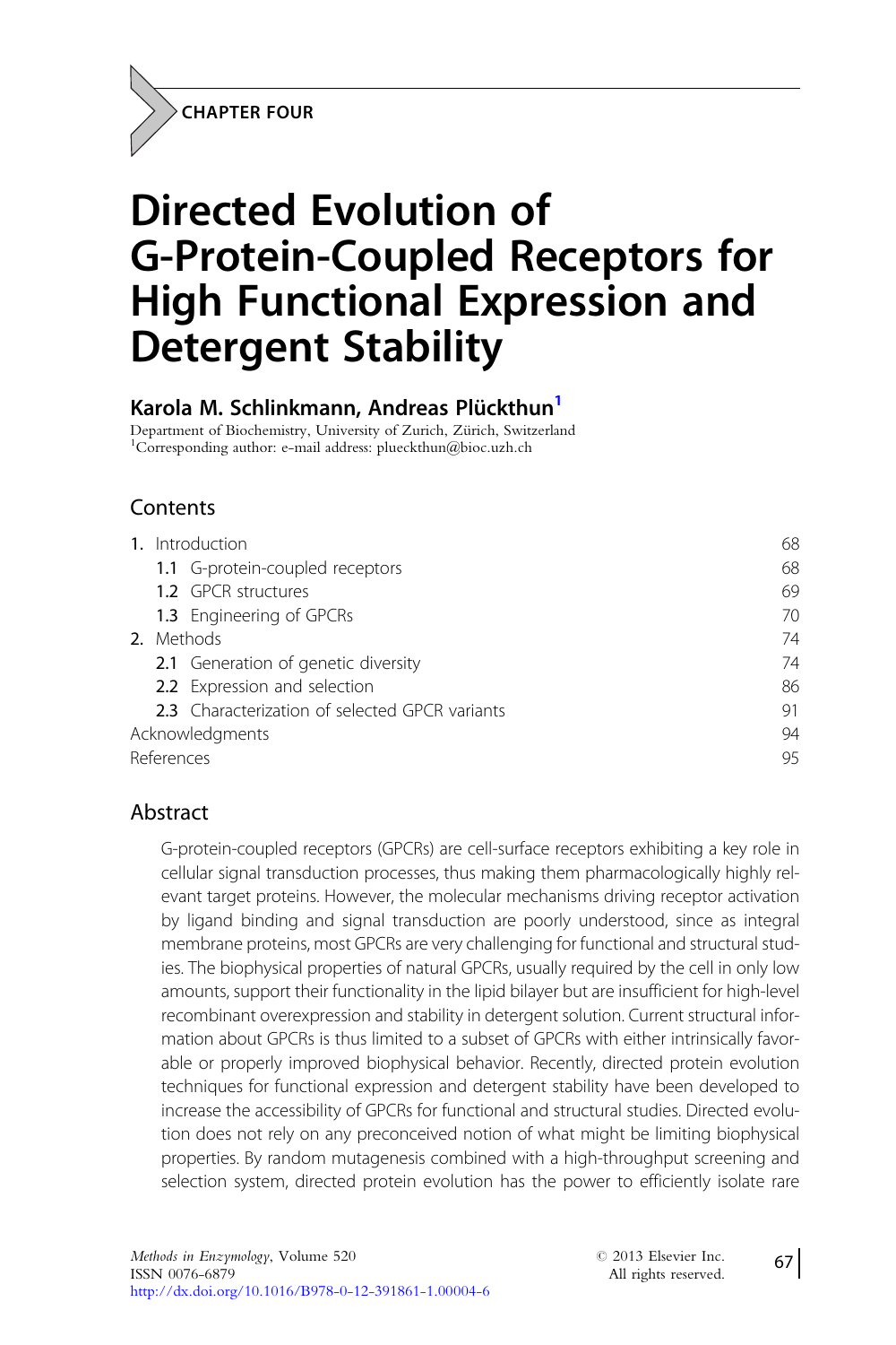CHAPTER FOUR

# Directed Evolution of G-Protein-Coupled Receptors for High Functional Expression and Detergent Stability

**Karola M. Schlinkmann, Andreas Plückthun[1]**

Department of Biochemistry, University of Zurich, Zürich, Switzerland
[1]Corresponding author: e-mail address: plueckthun@bioc.uzh.ch

## Contents

1. Introduction — 68
   1.1 G-protein-coupled receptors — 68
   1.2 GPCR structures — 69
   1.3 Engineering of GPCRs — 70
2. Methods — 74
   2.1 Generation of genetic diversity — 74
   2.2 Expression and selection — 86
   2.3 Characterization of selected GPCR variants — 91

Acknowledgments — 94
References — 95

## Abstract

G-protein-coupled receptors (GPCRs) are cell-surface receptors exhibiting a key role in cellular signal transduction processes, thus making them pharmacologically highly relevant target proteins. However, the molecular mechanisms driving receptor activation by ligand binding and signal transduction are poorly understood, since as integral membrane proteins, most GPCRs are very challenging for functional and structural studies. The biophysical properties of natural GPCRs, usually required by the cell in only low amounts, support their functionality in the lipid bilayer but are insufficient for high-level recombinant overexpression and stability in detergent solution. Current structural information about GPCRs is thus limited to a subset of GPCRs with either intrinsically favorable or properly improved biophysical behavior. Recently, directed protein evolution techniques for functional expression and detergent stability have been developed to increase the accessibility of GPCRs for functional and structural studies. Directed evolution does not rely on any preconceived notion of what might be limiting biophysical properties. By random mutagenesis combined with a high-throughput screening and selection system, directed protein evolution has the power to efficiently isolate rare

*Methods in Enzymology*, Volume 520
ISSN 0076-6879
http://dx.doi.org/10.1016/B978-0-12-391861-1.00004-6

© 2013 Elsevier Inc.
All rights reserved.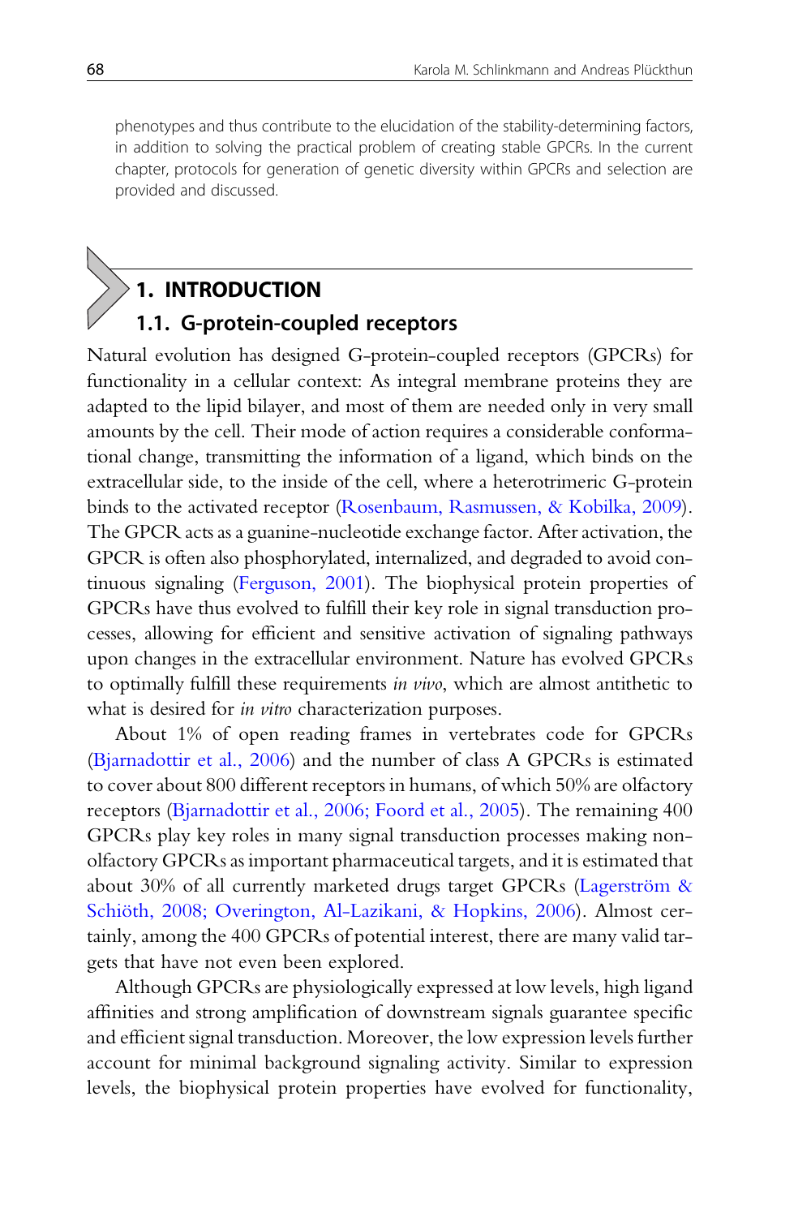phenotypes and thus contribute to the elucidation of the stability-determining factors, in addition to solving the practical problem of creating stable GPCRs. In the current chapter, protocols for generation of genetic diversity within GPCRs and selection are provided and discussed.

# 1. INTRODUCTION

## 1.1. G-protein-coupled receptors

Natural evolution has designed G-protein-coupled receptors (GPCRs) for functionality in a cellular context: As integral membrane proteins they are adapted to the lipid bilayer, and most of them are needed only in very small amounts by the cell. Their mode of action requires a considerable conformational change, transmitting the information of a ligand, which binds on the extracellular side, to the inside of the cell, where a heterotrimeric G-protein binds to the activated receptor (Rosenbaum, Rasmussen, & Kobilka, 2009). The GPCR acts as a guanine-nucleotide exchange factor. After activation, the GPCR is often also phosphorylated, internalized, and degraded to avoid continuous signaling (Ferguson, 2001). The biophysical protein properties of GPCRs have thus evolved to fulfill their key role in signal transduction processes, allowing for efficient and sensitive activation of signaling pathways upon changes in the extracellular environment. Nature has evolved GPCRs to optimally fulfill these requirements *in vivo*, which are almost antithetic to what is desired for *in vitro* characterization purposes.

About 1% of open reading frames in vertebrates code for GPCRs (Bjarnadottir et al., 2006) and the number of class A GPCRs is estimated to cover about 800 different receptors in humans, of which 50% are olfactory receptors (Bjarnadottir et al., 2006; Foord et al., 2005). The remaining 400 GPCRs play key roles in many signal transduction processes making non-olfactory GPCRs as important pharmaceutical targets, and it is estimated that about 30% of all currently marketed drugs target GPCRs (Lagerström & Schiöth, 2008; Overington, Al-Lazikani, & Hopkins, 2006). Almost certainly, among the 400 GPCRs of potential interest, there are many valid targets that have not even been explored.

Although GPCRs are physiologically expressed at low levels, high ligand affinities and strong amplification of downstream signals guarantee specific and efficient signal transduction. Moreover, the low expression levels further account for minimal background signaling activity. Similar to expression levels, the biophysical protein properties have evolved for functionality,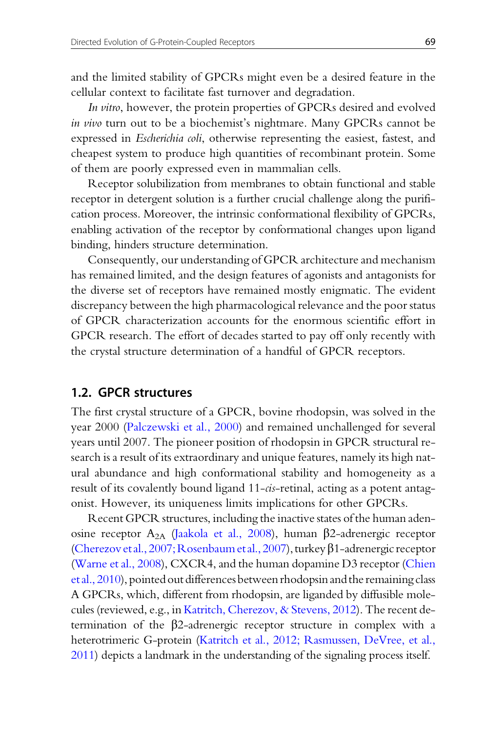and the limited stability of GPCRs might even be a desired feature in the cellular context to facilitate fast turnover and degradation.

*In vitro*, however, the protein properties of GPCRs desired and evolved *in vivo* turn out to be a biochemist's nightmare. Many GPCRs cannot be expressed in *Escherichia coli*, otherwise representing the easiest, fastest, and cheapest system to produce high quantities of recombinant protein. Some of them are poorly expressed even in mammalian cells.

Receptor solubilization from membranes to obtain functional and stable receptor in detergent solution is a further crucial challenge along the purification process. Moreover, the intrinsic conformational flexibility of GPCRs, enabling activation of the receptor by conformational changes upon ligand binding, hinders structure determination.

Consequently, our understanding of GPCR architecture and mechanism has remained limited, and the design features of agonists and antagonists for the diverse set of receptors have remained mostly enigmatic. The evident discrepancy between the high pharmacological relevance and the poor status of GPCR characterization accounts for the enormous scientific effort in GPCR research. The effort of decades started to pay off only recently with the crystal structure determination of a handful of GPCR receptors.

## 1.2. GPCR structures

The first crystal structure of a GPCR, bovine rhodopsin, was solved in the year 2000 (Palczewski et al., 2000) and remained unchallenged for several years until 2007. The pioneer position of rhodopsin in GPCR structural research is a result of its extraordinary and unique features, namely its high natural abundance and high conformational stability and homogeneity as a result of its covalently bound ligand 11-*cis*-retinal, acting as a potent antagonist. However, its uniqueness limits implications for other GPCRs.

Recent GPCR structures, including the inactive states of the human adenosine receptor $A_{2A}$ (Jaakola et al., 2008), human β2-adrenergic receptor (Cherezov et al., 2007; Rosenbaum et al., 2007), turkey β1-adrenergic receptor (Warne et al., 2008), CXCR4, and the human dopamine D3 receptor (Chien et al., 2010), pointed out differences between rhodopsin and the remaining class A GPCRs, which, different from rhodopsin, are liganded by diffusible molecules (reviewed, e.g., in Katritch, Cherezov, & Stevens, 2012). The recent determination of the β2-adrenergic receptor structure in complex with a heterotrimeric G-protein (Katritch et al., 2012; Rasmussen, DeVree, et al., 2011) depicts a landmark in the understanding of the signaling process itself.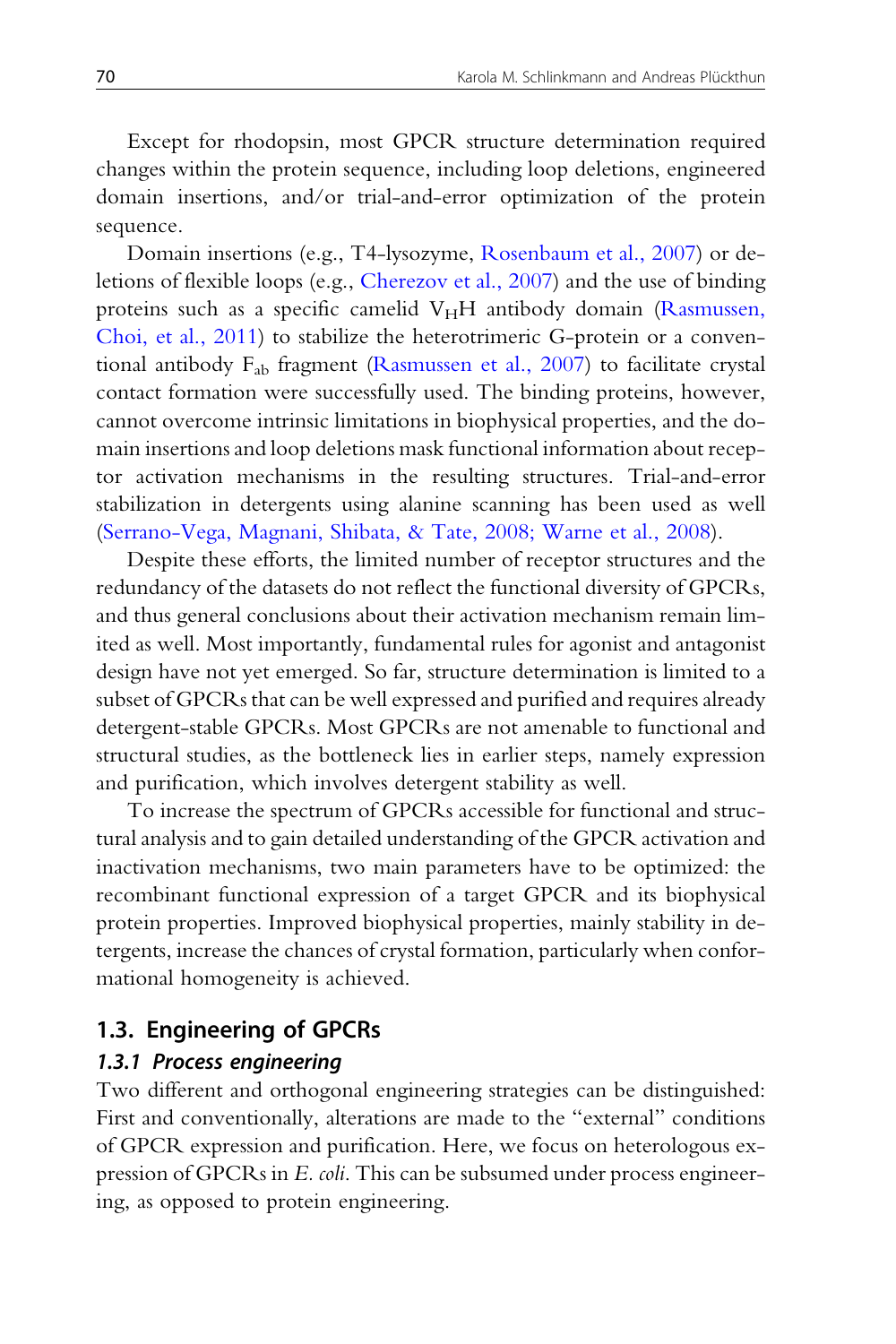Except for rhodopsin, most GPCR structure determination required changes within the protein sequence, including loop deletions, engineered domain insertions, and/or trial-and-error optimization of the protein sequence.

Domain insertions (e.g., T4-lysozyme, Rosenbaum et al., 2007) or deletions of flexible loops (e.g., Cherezov et al., 2007) and the use of binding proteins such as a specific camelid $V_HH$ antibody domain (Rasmussen, Choi, et al., 2011) to stabilize the heterotrimeric G-protein or a conventional antibody $F_{ab}$ fragment (Rasmussen et al., 2007) to facilitate crystal contact formation were successfully used. The binding proteins, however, cannot overcome intrinsic limitations in biophysical properties, and the domain insertions and loop deletions mask functional information about receptor activation mechanisms in the resulting structures. Trial-and-error stabilization in detergents using alanine scanning has been used as well (Serrano-Vega, Magnani, Shibata, & Tate, 2008; Warne et al., 2008).

Despite these efforts, the limited number of receptor structures and the redundancy of the datasets do not reflect the functional diversity of GPCRs, and thus general conclusions about their activation mechanism remain limited as well. Most importantly, fundamental rules for agonist and antagonist design have not yet emerged. So far, structure determination is limited to a subset of GPCRs that can be well expressed and purified and requires already detergent-stable GPCRs. Most GPCRs are not amenable to functional and structural studies, as the bottleneck lies in earlier steps, namely expression and purification, which involves detergent stability as well.

To increase the spectrum of GPCRs accessible for functional and structural analysis and to gain detailed understanding of the GPCR activation and inactivation mechanisms, two main parameters have to be optimized: the recombinant functional expression of a target GPCR and its biophysical protein properties. Improved biophysical properties, mainly stability in detergents, increase the chances of crystal formation, particularly when conformational homogeneity is achieved.

## 1.3. Engineering of GPCRs

### *1.3.1 Process engineering*

Two different and orthogonal engineering strategies can be distinguished: First and conventionally, alterations are made to the "external" conditions of GPCR expression and purification. Here, we focus on heterologous expression of GPCRs in *E. coli*. This can be subsumed under process engineering, as opposed to protein engineering.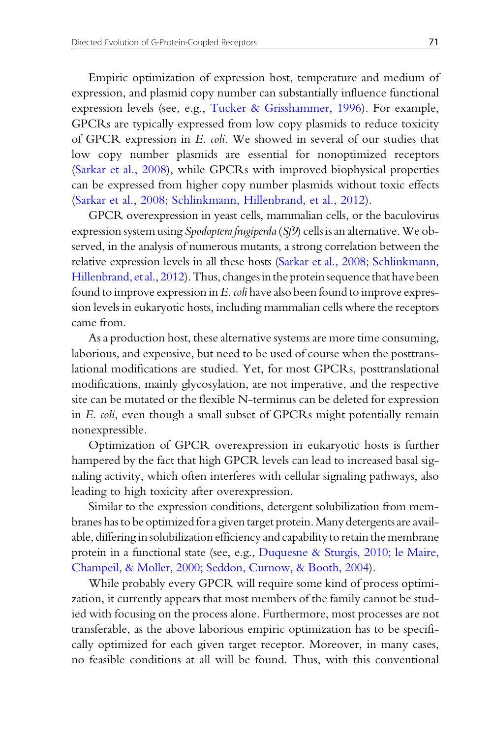Empiric optimization of expression host, temperature and medium of expression, and plasmid copy number can substantially influence functional expression levels (see, e.g., Tucker & Grisshammer, 1996). For example, GPCRs are typically expressed from low copy plasmids to reduce toxicity of GPCR expression in *E. coli*. We showed in several of our studies that low copy number plasmids are essential for nonoptimized receptors (Sarkar et al., 2008), while GPCRs with improved biophysical properties can be expressed from higher copy number plasmids without toxic effects (Sarkar et al., 2008; Schlinkmann, Hillenbrand, et al., 2012).

GPCR overexpression in yeast cells, mammalian cells, or the baculovirus expression system using *Spodoptera frugiperda* (*Sf9*) cells is an alternative. We observed, in the analysis of numerous mutants, a strong correlation between the relative expression levels in all these hosts (Sarkar et al., 2008; Schlinkmann, Hillenbrand, et al., 2012). Thus, changes in the protein sequence that have been found to improve expression in *E. coli* have also been found to improve expression levels in eukaryotic hosts, including mammalian cells where the receptors came from.

As a production host, these alternative systems are more time consuming, laborious, and expensive, but need to be used of course when the posttranslational modifications are studied. Yet, for most GPCRs, posttranslational modifications, mainly glycosylation, are not imperative, and the respective site can be mutated or the flexible N-terminus can be deleted for expression in *E. coli*, even though a small subset of GPCRs might potentially remain nonexpressible.

Optimization of GPCR overexpression in eukaryotic hosts is further hampered by the fact that high GPCR levels can lead to increased basal signaling activity, which often interferes with cellular signaling pathways, also leading to high toxicity after overexpression.

Similar to the expression conditions, detergent solubilization from membranes has to be optimized for a given target protein. Many detergents are available, differing in solubilization efficiency and capability to retain the membrane protein in a functional state (see, e.g., Duquesne & Sturgis, 2010; le Maire, Champeil, & Moller, 2000; Seddon, Curnow, & Booth, 2004).

While probably every GPCR will require some kind of process optimization, it currently appears that most members of the family cannot be studied with focusing on the process alone. Furthermore, most processes are not transferable, as the above laborious empiric optimization has to be specifically optimized for each given target receptor. Moreover, in many cases, no feasible conditions at all will be found. Thus, with this conventional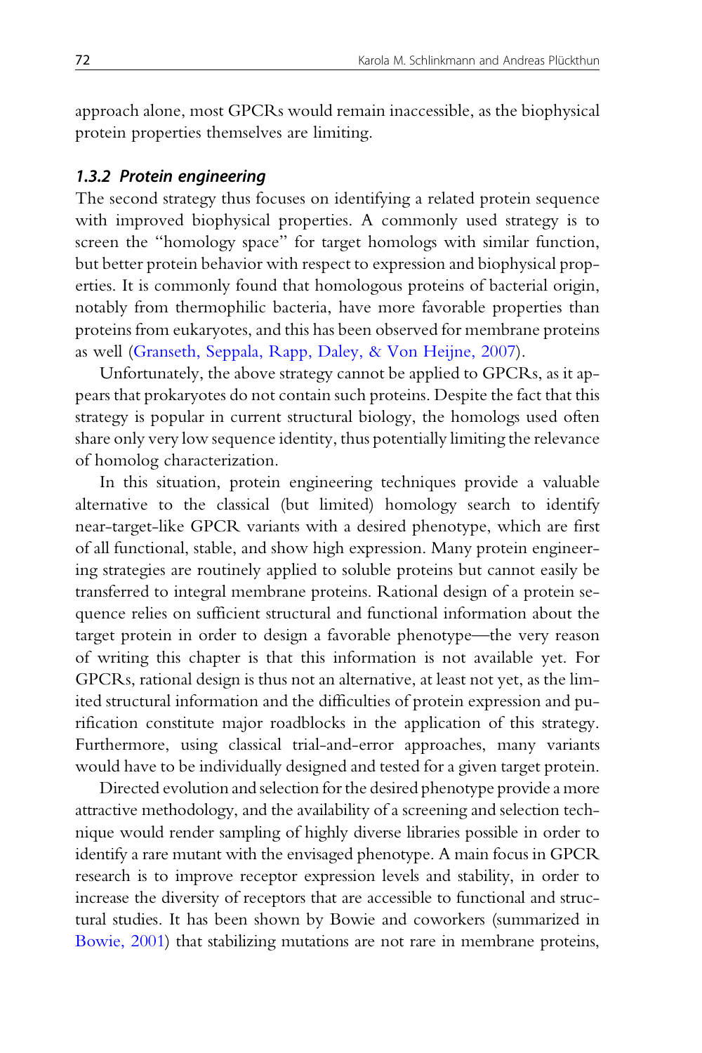approach alone, most GPCRs would remain inaccessible, as the biophysical protein properties themselves are limiting.

### *1.3.2 Protein engineering*

The second strategy thus focuses on identifying a related protein sequence with improved biophysical properties. A commonly used strategy is to screen the "homology space" for target homologs with similar function, but better protein behavior with respect to expression and biophysical properties. It is commonly found that homologous proteins of bacterial origin, notably from thermophilic bacteria, have more favorable properties than proteins from eukaryotes, and this has been observed for membrane proteins as well (Granseth, Seppala, Rapp, Daley, & Von Heijne, 2007).

Unfortunately, the above strategy cannot be applied to GPCRs, as it appears that prokaryotes do not contain such proteins. Despite the fact that this strategy is popular in current structural biology, the homologs used often share only very low sequence identity, thus potentially limiting the relevance of homolog characterization.

In this situation, protein engineering techniques provide a valuable alternative to the classical (but limited) homology search to identify near-target-like GPCR variants with a desired phenotype, which are first of all functional, stable, and show high expression. Many protein engineering strategies are routinely applied to soluble proteins but cannot easily be transferred to integral membrane proteins. Rational design of a protein sequence relies on sufficient structural and functional information about the target protein in order to design a favorable phenotype—the very reason of writing this chapter is that this information is not available yet. For GPCRs, rational design is thus not an alternative, at least not yet, as the limited structural information and the difficulties of protein expression and purification constitute major roadblocks in the application of this strategy. Furthermore, using classical trial-and-error approaches, many variants would have to be individually designed and tested for a given target protein.

Directed evolution and selection for the desired phenotype provide a more attractive methodology, and the availability of a screening and selection technique would render sampling of highly diverse libraries possible in order to identify a rare mutant with the envisaged phenotype. A main focus in GPCR research is to improve receptor expression levels and stability, in order to increase the diversity of receptors that are accessible to functional and structural studies. It has been shown by Bowie and coworkers (summarized in Bowie, 2001) that stabilizing mutations are not rare in membrane proteins,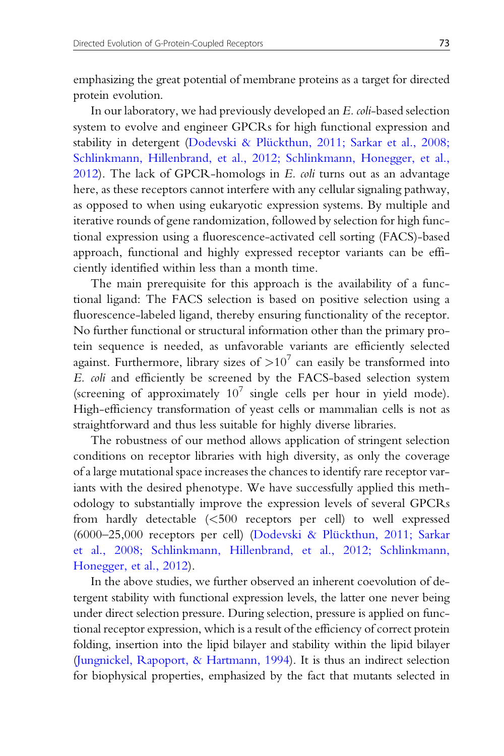emphasizing the great potential of membrane proteins as a target for directed protein evolution.

In our laboratory, we had previously developed an *E. coli*-based selection system to evolve and engineer GPCRs for high functional expression and stability in detergent (Dodevski & Plückthun, 2011; Sarkar et al., 2008; Schlinkmann, Hillenbrand, et al., 2012; Schlinkmann, Honegger, et al., 2012). The lack of GPCR-homologs in *E. coli* turns out as an advantage here, as these receptors cannot interfere with any cellular signaling pathway, as opposed to when using eukaryotic expression systems. By multiple and iterative rounds of gene randomization, followed by selection for high functional expression using a fluorescence-activated cell sorting (FACS)-based approach, functional and highly expressed receptor variants can be efficiently identified within less than a month time.

The main prerequisite for this approach is the availability of a functional ligand: The FACS selection is based on positive selection using a fluorescence-labeled ligand, thereby ensuring functionality of the receptor. No further functional or structural information other than the primary protein sequence is needed, as unfavorable variants are efficiently selected against. Furthermore, library sizes of $>10^7$ can easily be transformed into *E. coli* and efficiently be screened by the FACS-based selection system (screening of approximately $10^7$ single cells per hour in yield mode). High-efficiency transformation of yeast cells or mammalian cells is not as straightforward and thus less suitable for highly diverse libraries.

The robustness of our method allows application of stringent selection conditions on receptor libraries with high diversity, as only the coverage of a large mutational space increases the chances to identify rare receptor variants with the desired phenotype. We have successfully applied this methodology to substantially improve the expression levels of several GPCRs from hardly detectable (<500 receptors per cell) to well expressed (6000–25,000 receptors per cell) (Dodevski & Plückthun, 2011; Sarkar et al., 2008; Schlinkmann, Hillenbrand, et al., 2012; Schlinkmann, Honegger, et al., 2012).

In the above studies, we further observed an inherent coevolution of detergent stability with functional expression levels, the latter one never being under direct selection pressure. During selection, pressure is applied on functional receptor expression, which is a result of the efficiency of correct protein folding, insertion into the lipid bilayer and stability within the lipid bilayer (Jungnickel, Rapoport, & Hartmann, 1994). It is thus an indirect selection for biophysical properties, emphasized by the fact that mutants selected in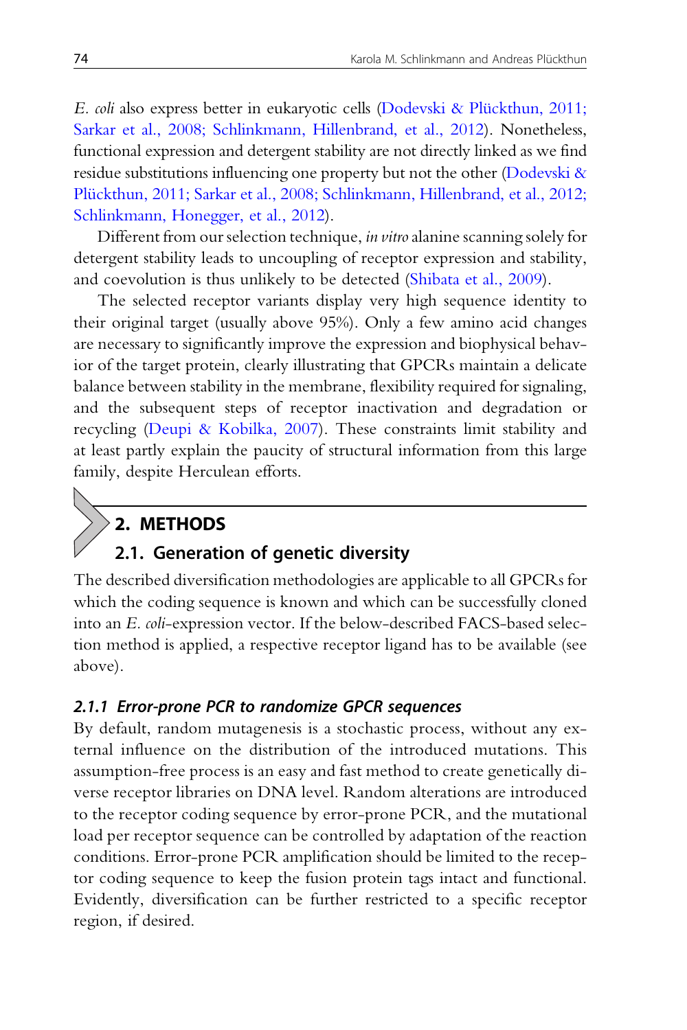*E. coli* also express better in eukaryotic cells (Dodevski & Plückthun, 2011; Sarkar et al., 2008; Schlinkmann, Hillenbrand, et al., 2012). Nonetheless, functional expression and detergent stability are not directly linked as we find residue substitutions influencing one property but not the other (Dodevski & Plückthun, 2011; Sarkar et al., 2008; Schlinkmann, Hillenbrand, et al., 2012; Schlinkmann, Honegger, et al., 2012).

Different from our selection technique, *in vitro* alanine scanning solely for detergent stability leads to uncoupling of receptor expression and stability, and coevolution is thus unlikely to be detected (Shibata et al., 2009).

The selected receptor variants display very high sequence identity to their original target (usually above 95%). Only a few amino acid changes are necessary to significantly improve the expression and biophysical behavior of the target protein, clearly illustrating that GPCRs maintain a delicate balance between stability in the membrane, flexibility required for signaling, and the subsequent steps of receptor inactivation and degradation or recycling (Deupi & Kobilka, 2007). These constraints limit stability and at least partly explain the paucity of structural information from this large family, despite Herculean efforts.

# 2. METHODS

## 2.1. Generation of genetic diversity

The described diversification methodologies are applicable to all GPCRs for which the coding sequence is known and which can be successfully cloned into an *E. coli*-expression vector. If the below-described FACS-based selection method is applied, a respective receptor ligand has to be available (see above).

### 2.1.1 Error-prone PCR to randomize GPCR sequences

By default, random mutagenesis is a stochastic process, without any external influence on the distribution of the introduced mutations. This assumption-free process is an easy and fast method to create genetically diverse receptor libraries on DNA level. Random alterations are introduced to the receptor coding sequence by error-prone PCR, and the mutational load per receptor sequence can be controlled by adaptation of the reaction conditions. Error-prone PCR amplification should be limited to the receptor coding sequence to keep the fusion protein tags intact and functional. Evidently, diversification can be further restricted to a specific receptor region, if desired.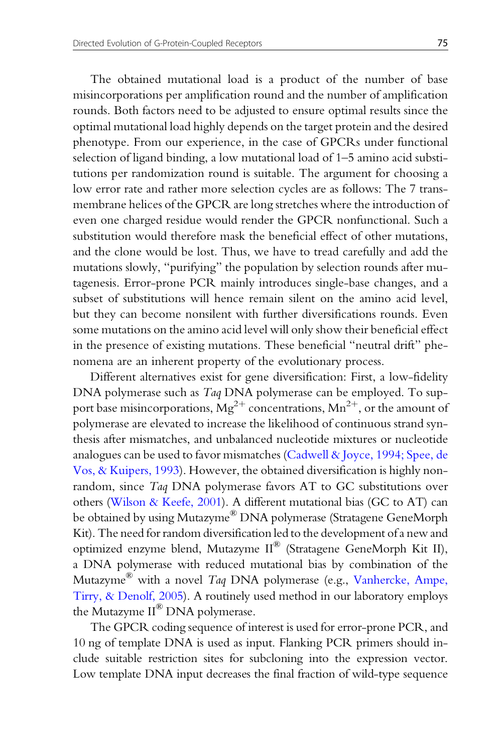The obtained mutational load is a product of the number of base misincorporations per amplification round and the number of amplification rounds. Both factors need to be adjusted to ensure optimal results since the optimal mutational load highly depends on the target protein and the desired phenotype. From our experience, in the case of GPCRs under functional selection of ligand binding, a low mutational load of 1–5 amino acid substitutions per randomization round is suitable. The argument for choosing a low error rate and rather more selection cycles are as follows: The 7 transmembrane helices of the GPCR are long stretches where the introduction of even one charged residue would render the GPCR nonfunctional. Such a substitution would therefore mask the beneficial effect of other mutations, and the clone would be lost. Thus, we have to tread carefully and add the mutations slowly, "purifying" the population by selection rounds after mutagenesis. Error-prone PCR mainly introduces single-base changes, and a subset of substitutions will hence remain silent on the amino acid level, but they can become nonsilent with further diversifications rounds. Even some mutations on the amino acid level will only show their beneficial effect in the presence of existing mutations. These beneficial "neutral drift" phenomena are an inherent property of the evolutionary process.

Different alternatives exist for gene diversification: First, a low-fidelity DNA polymerase such as *Taq* DNA polymerase can be employed. To support base misincorporations, $Mg^{2+}$ concentrations, $Mn^{2+}$, or the amount of polymerase are elevated to increase the likelihood of continuous strand synthesis after mismatches, and unbalanced nucleotide mixtures or nucleotide analogues can be used to favor mismatches (Cadwell & Joyce, 1994; Spee, de Vos, & Kuipers, 1993). However, the obtained diversification is highly nonrandom, since *Taq* DNA polymerase favors AT to GC substitutions over others (Wilson & Keefe, 2001). A different mutational bias (GC to AT) can be obtained by using Mutazyme® DNA polymerase (Stratagene GeneMorph Kit). The need for random diversification led to the development of a new and optimized enzyme blend, Mutazyme II® (Stratagene GeneMorph Kit II), a DNA polymerase with reduced mutational bias by combination of the Mutazyme® with a novel *Taq* DNA polymerase (e.g., Vanhercke, Ampe, Tirry, & Denolf, 2005). A routinely used method in our laboratory employs the Mutazyme II® DNA polymerase.

The GPCR coding sequence of interest is used for error-prone PCR, and 10 ng of template DNA is used as input. Flanking PCR primers should include suitable restriction sites for subcloning into the expression vector. Low template DNA input decreases the final fraction of wild-type sequence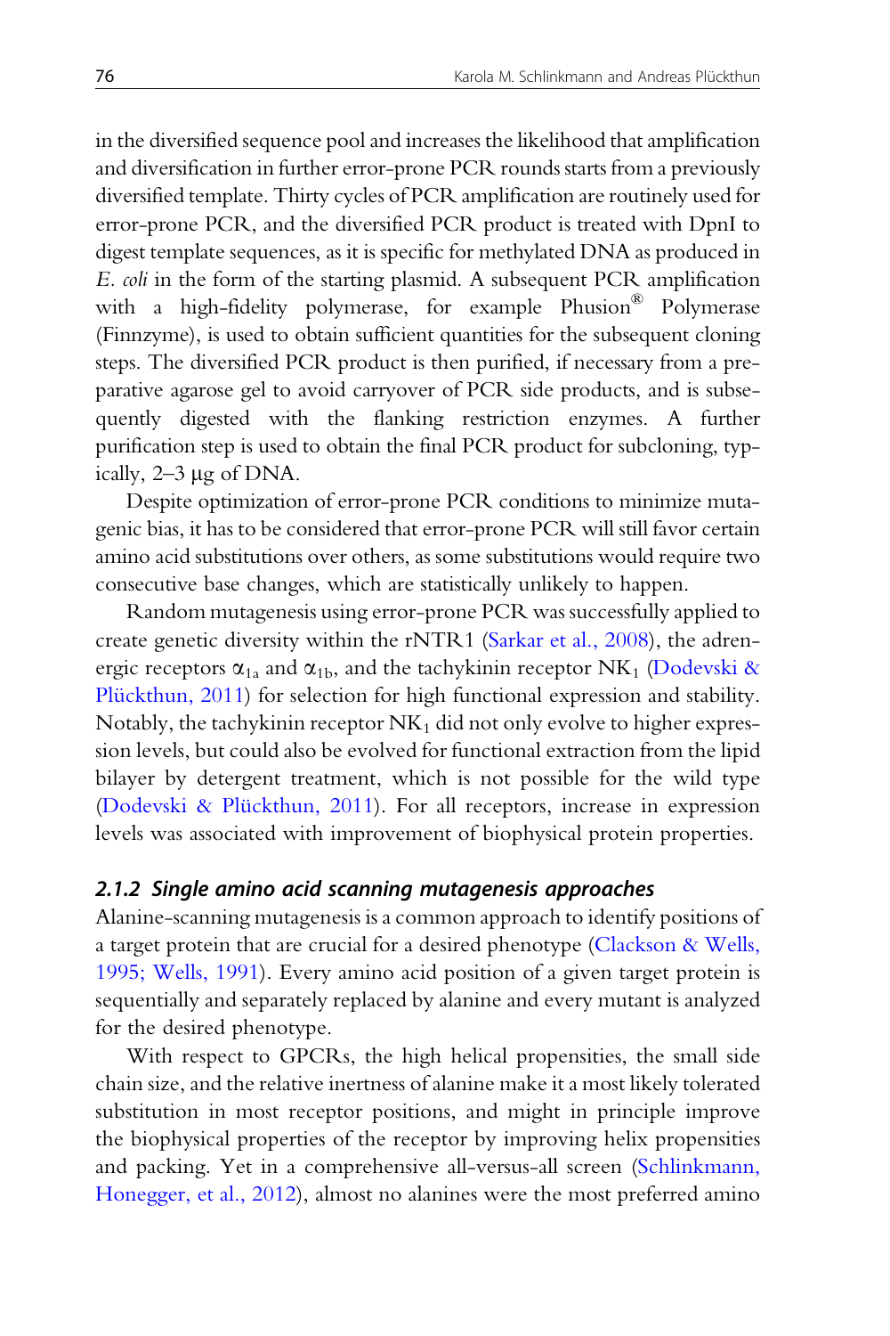in the diversified sequence pool and increases the likelihood that amplification and diversification in further error-prone PCR rounds starts from a previously diversified template. Thirty cycles of PCR amplification are routinely used for error-prone PCR, and the diversified PCR product is treated with DpnI to digest template sequences, as it is specific for methylated DNA as produced in *E. coli* in the form of the starting plasmid. A subsequent PCR amplification with a high-fidelity polymerase, for example Phusion® Polymerase (Finnzyme), is used to obtain sufficient quantities for the subsequent cloning steps. The diversified PCR product is then purified, if necessary from a preparative agarose gel to avoid carryover of PCR side products, and is subsequently digested with the flanking restriction enzymes. A further purification step is used to obtain the final PCR product for subcloning, typically, 2–3 μg of DNA.

Despite optimization of error-prone PCR conditions to minimize mutagenic bias, it has to be considered that error-prone PCR will still favor certain amino acid substitutions over others, as some substitutions would require two consecutive base changes, which are statistically unlikely to happen.

Random mutagenesis using error-prone PCR was successfully applied to create genetic diversity within the rNTR1 (Sarkar et al., 2008), the adrenergic receptors $\alpha_{1a}$ and $\alpha_{1b}$, and the tachykinin receptor $NK_1$ (Dodevski & Plückthun, 2011) for selection for high functional expression and stability. Notably, the tachykinin receptor $NK_1$ did not only evolve to higher expression levels, but could also be evolved for functional extraction from the lipid bilayer by detergent treatment, which is not possible for the wild type (Dodevski & Plückthun, 2011). For all receptors, increase in expression levels was associated with improvement of biophysical protein properties.

### 2.1.2 Single amino acid scanning mutagenesis approaches

Alanine-scanning mutagenesis is a common approach to identify positions of a target protein that are crucial for a desired phenotype (Clackson & Wells, 1995; Wells, 1991). Every amino acid position of a given target protein is sequentially and separately replaced by alanine and every mutant is analyzed for the desired phenotype.

With respect to GPCRs, the high helical propensities, the small side chain size, and the relative inertness of alanine make it a most likely tolerated substitution in most receptor positions, and might in principle improve the biophysical properties of the receptor by improving helix propensities and packing. Yet in a comprehensive all-versus-all screen (Schlinkmann, Honegger, et al., 2012), almost no alanines were the most preferred amino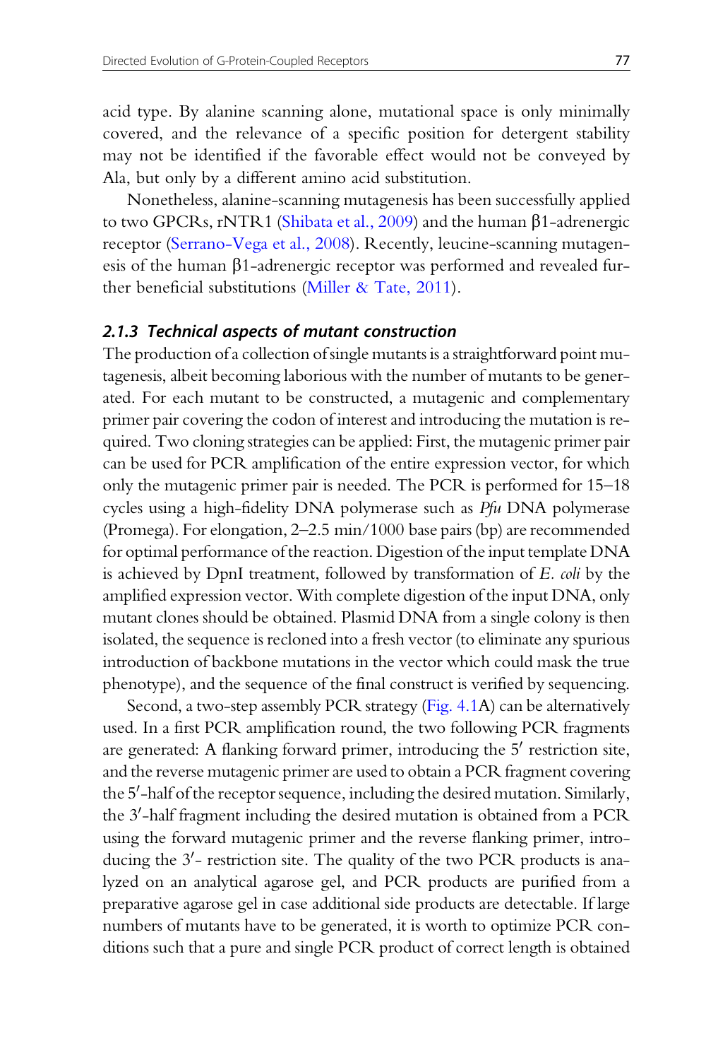acid type. By alanine scanning alone, mutational space is only minimally covered, and the relevance of a specific position for detergent stability may not be identified if the favorable effect would not be conveyed by Ala, but only by a different amino acid substitution.

Nonetheless, alanine-scanning mutagenesis has been successfully applied to two GPCRs, rNTR1 (Shibata et al., 2009) and the human β1-adrenergic receptor (Serrano-Vega et al., 2008). Recently, leucine-scanning mutagenesis of the human β1-adrenergic receptor was performed and revealed further beneficial substitutions (Miller & Tate, 2011).

### 2.1.3 Technical aspects of mutant construction

The production of a collection of single mutants is a straightforward point mutagenesis, albeit becoming laborious with the number of mutants to be generated. For each mutant to be constructed, a mutagenic and complementary primer pair covering the codon of interest and introducing the mutation is required. Two cloning strategies can be applied: First, the mutagenic primer pair can be used for PCR amplification of the entire expression vector, for which only the mutagenic primer pair is needed. The PCR is performed for 15–18 cycles using a high-fidelity DNA polymerase such as *Pfu* DNA polymerase (Promega). For elongation, 2–2.5 min/1000 base pairs (bp) are recommended for optimal performance of the reaction. Digestion of the input template DNA is achieved by DpnI treatment, followed by transformation of *E. coli* by the amplified expression vector. With complete digestion of the input DNA, only mutant clones should be obtained. Plasmid DNA from a single colony is then isolated, the sequence is recloned into a fresh vector (to eliminate any spurious introduction of backbone mutations in the vector which could mask the true phenotype), and the sequence of the final construct is verified by sequencing.

Second, a two-step assembly PCR strategy (Fig. 4.1A) can be alternatively used. In a first PCR amplification round, the two following PCR fragments are generated: A flanking forward primer, introducing the 5′ restriction site, and the reverse mutagenic primer are used to obtain a PCR fragment covering the 5′-half of the receptor sequence, including the desired mutation. Similarly, the 3′-half fragment including the desired mutation is obtained from a PCR using the forward mutagenic primer and the reverse flanking primer, introducing the 3′- restriction site. The quality of the two PCR products is analyzed on an analytical agarose gel, and PCR products are purified from a preparative agarose gel in case additional side products are detectable. If large numbers of mutants have to be generated, it is worth to optimize PCR conditions such that a pure and single PCR product of correct length is obtained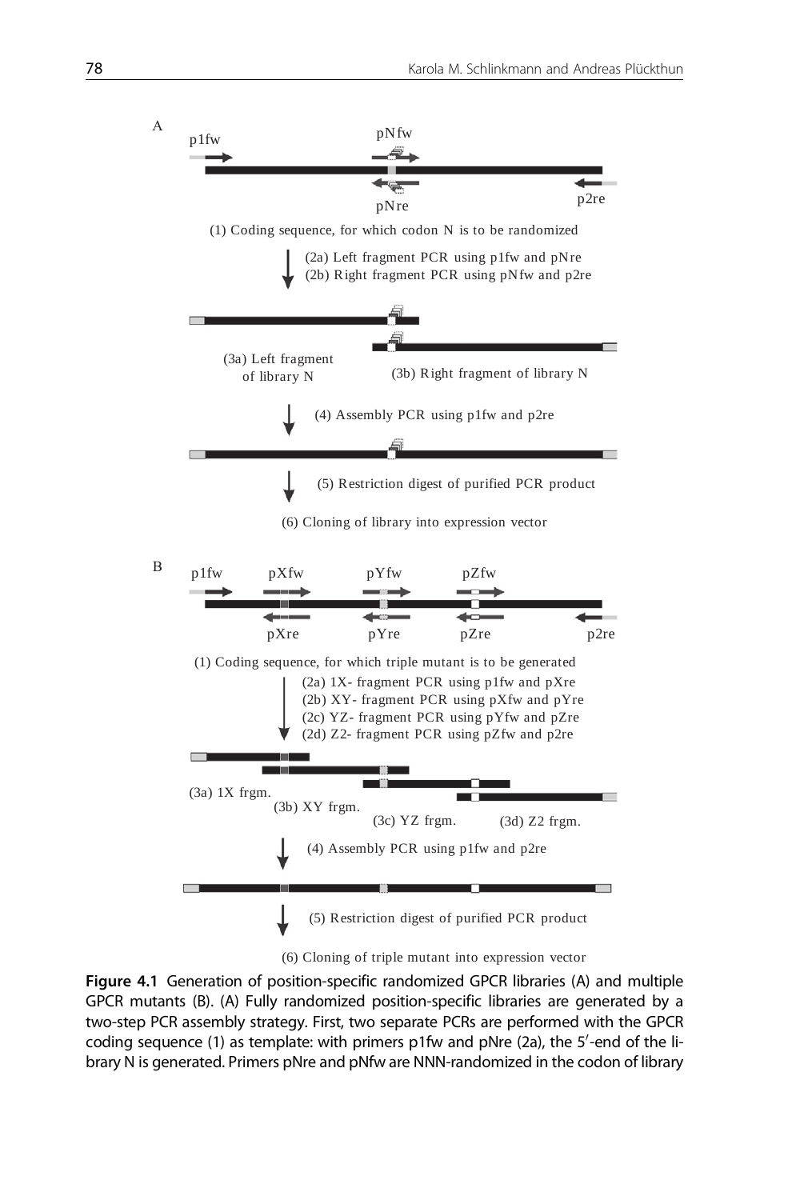A

p1fw pNfw

pNre p2re

(1) Coding sequence, for which codon N is to be randomized

(2a) Left fragment PCR using p1fw and pNre
(2b) Right fragment PCR using pNfw and p2re

(3a) Left fragment of library N

(3b) Right fragment of library N

(4) Assembly PCR using p1fw and p2re

(5) Restriction digest of purified PCR product

(6) Cloning of library into expression vector

B

p1fw pXfw pYfw pZfw

pXre pYre pZre p2re

(1) Coding sequence, for which triple mutant is to be generated

(2a) 1X- fragment PCR using p1fw and pXre
(2b) XY- fragment PCR using pXfw and pYre
(2c) YZ- fragment PCR using pYfw and pZre
(2d) Z2- fragment PCR using pZfw and p2re

(3a) 1X frgm.
(3b) XY frgm.
(3c) YZ frgm.
(3d) Z2 frgm.

(4) Assembly PCR using p1fw and p2re

(5) Restriction digest of purified PCR product

(6) Cloning of triple mutant into expression vector

**Figure 4.1** Generation of position-specific randomized GPCR libraries (A) and multiple GPCR mutants (B). (A) Fully randomized position-specific libraries are generated by a two-step PCR assembly strategy. First, two separate PCRs are performed with the GPCR coding sequence (1) as template: with primers p1fw and pNre (2a), the 5′-end of the library N is generated. Primers pNre and pNfw are NNN-randomized in the codon of library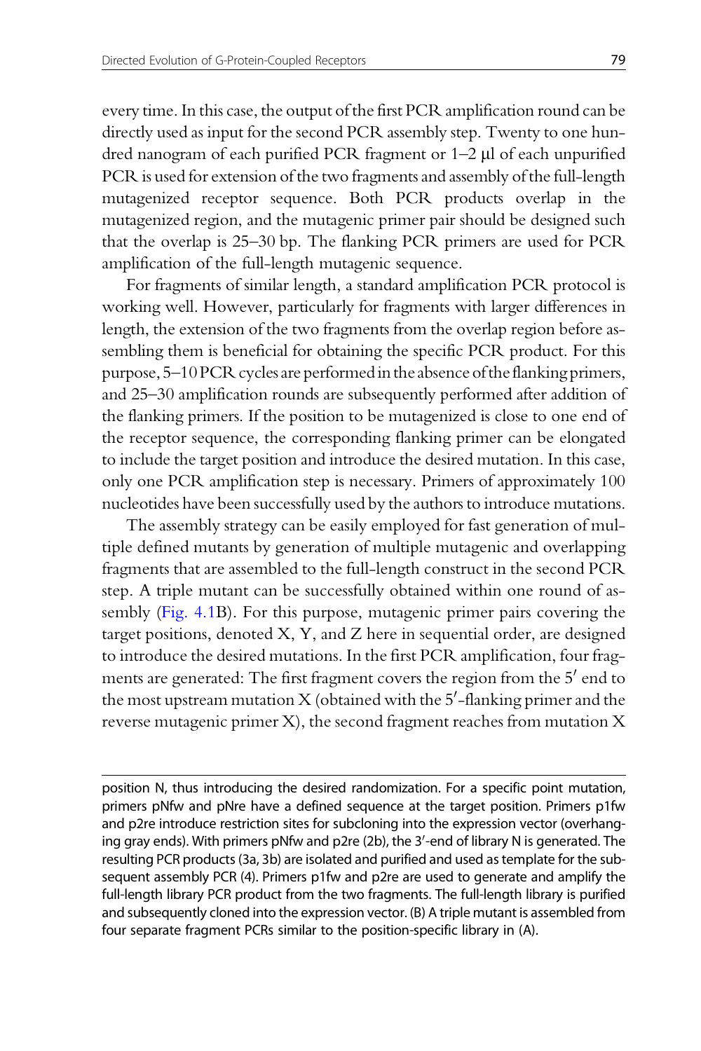every time. In this case, the output of the first PCR amplification round can be directly used as input for the second PCR assembly step. Twenty to one hundred nanogram of each purified PCR fragment or 1–2 μl of each unpurified PCR is used for extension of the two fragments and assembly of the full-length mutagenized receptor sequence. Both PCR products overlap in the mutagenized region, and the mutagenic primer pair should be designed such that the overlap is 25–30 bp. The flanking PCR primers are used for PCR amplification of the full-length mutagenic sequence.

For fragments of similar length, a standard amplification PCR protocol is working well. However, particularly for fragments with larger differences in length, the extension of the two fragments from the overlap region before assembling them is beneficial for obtaining the specific PCR product. For this purpose, 5–10 PCR cycles are performed in the absence of the flanking primers, and 25–30 amplification rounds are subsequently performed after addition of the flanking primers. If the position to be mutagenized is close to one end of the receptor sequence, the corresponding flanking primer can be elongated to include the target position and introduce the desired mutation. In this case, only one PCR amplification step is necessary. Primers of approximately 100 nucleotides have been successfully used by the authors to introduce mutations.

The assembly strategy can be easily employed for fast generation of multiple defined mutants by generation of multiple mutagenic and overlapping fragments that are assembled to the full-length construct in the second PCR step. A triple mutant can be successfully obtained within one round of assembly (Fig. 4.1B). For this purpose, mutagenic primer pairs covering the target positions, denoted X, Y, and Z here in sequential order, are designed to introduce the desired mutations. In the first PCR amplification, four fragments are generated: The first fragment covers the region from the 5′ end to the most upstream mutation X (obtained with the 5′-flanking primer and the reverse mutagenic primer X), the second fragment reaches from mutation X

position N, thus introducing the desired randomization. For a specific point mutation, primers pNfw and pNre have a defined sequence at the target position. Primers p1fw and p2re introduce restriction sites for subcloning into the expression vector (overhanging gray ends). With primers pNfw and p2re (2b), the 3′-end of library N is generated. The resulting PCR products (3a, 3b) are isolated and purified and used as template for the subsequent assembly PCR (4). Primers p1fw and p2re are used to generate and amplify the full-length library PCR product from the two fragments. The full-length library is purified and subsequently cloned into the expression vector. (B) A triple mutant is assembled from four separate fragment PCRs similar to the position-specific library in (A).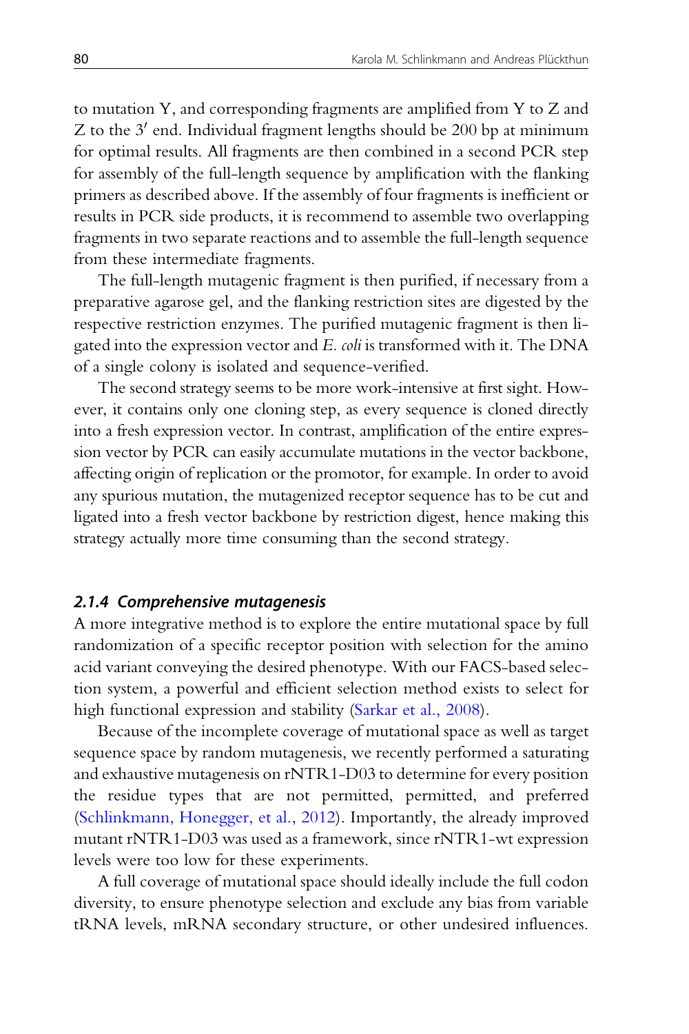to mutation Y, and corresponding fragments are amplified from Y to Z and Z to the 3′ end. Individual fragment lengths should be 200 bp at minimum for optimal results. All fragments are then combined in a second PCR step for assembly of the full-length sequence by amplification with the flanking primers as described above. If the assembly of four fragments is inefficient or results in PCR side products, it is recommend to assemble two overlapping fragments in two separate reactions and to assemble the full-length sequence from these intermediate fragments.

The full-length mutagenic fragment is then purified, if necessary from a preparative agarose gel, and the flanking restriction sites are digested by the respective restriction enzymes. The purified mutagenic fragment is then ligated into the expression vector and *E. coli* is transformed with it. The DNA of a single colony is isolated and sequence-verified.

The second strategy seems to be more work-intensive at first sight. However, it contains only one cloning step, as every sequence is cloned directly into a fresh expression vector. In contrast, amplification of the entire expression vector by PCR can easily accumulate mutations in the vector backbone, affecting origin of replication or the promotor, for example. In order to avoid any spurious mutation, the mutagenized receptor sequence has to be cut and ligated into a fresh vector backbone by restriction digest, hence making this strategy actually more time consuming than the second strategy.

#### *2.1.4 Comprehensive mutagenesis*

A more integrative method is to explore the entire mutational space by full randomization of a specific receptor position with selection for the amino acid variant conveying the desired phenotype. With our FACS-based selection system, a powerful and efficient selection method exists to select for high functional expression and stability (Sarkar et al., 2008).

Because of the incomplete coverage of mutational space as well as target sequence space by random mutagenesis, we recently performed a saturating and exhaustive mutagenesis on rNTR1-D03 to determine for every position the residue types that are not permitted, permitted, and preferred (Schlinkmann, Honegger, et al., 2012). Importantly, the already improved mutant rNTR1-D03 was used as a framework, since rNTR1-wt expression levels were too low for these experiments.

A full coverage of mutational space should ideally include the full codon diversity, to ensure phenotype selection and exclude any bias from variable tRNA levels, mRNA secondary structure, or other undesired influences.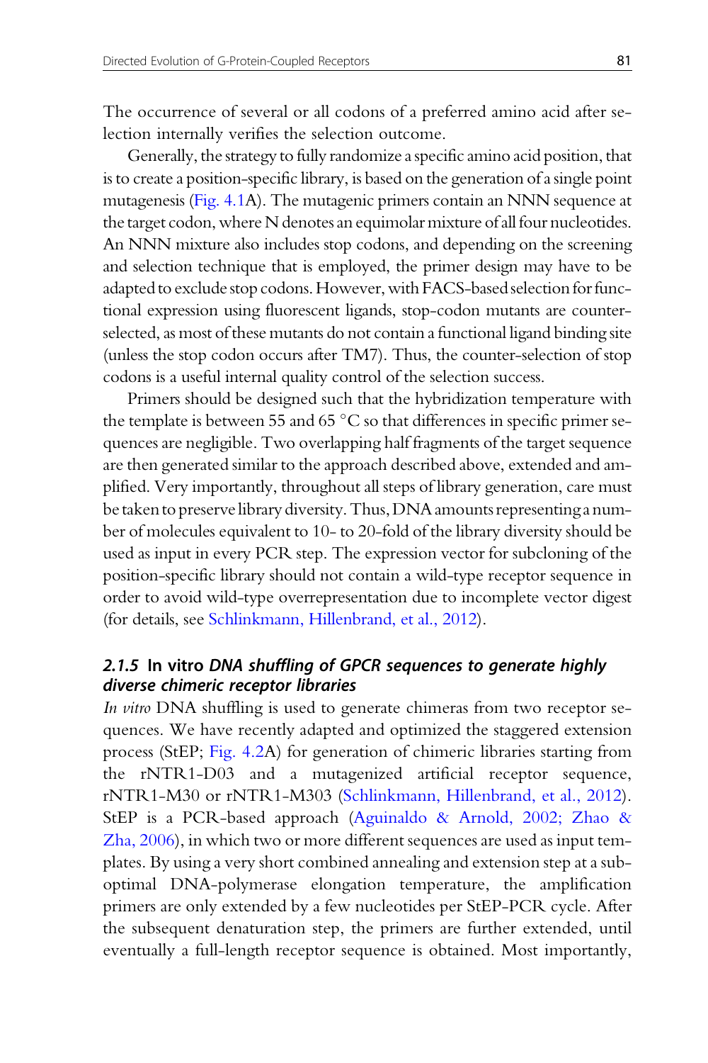The occurrence of several or all codons of a preferred amino acid after selection internally verifies the selection outcome.

Generally, the strategy to fully randomize a specific amino acid position, that is to create a position-specific library, is based on the generation of a single point mutagenesis (Fig. 4.1A). The mutagenic primers contain an NNN sequence at the target codon, where N denotes an equimolar mixture of all four nucleotides. An NNN mixture also includes stop codons, and depending on the screening and selection technique that is employed, the primer design may have to be adapted to exclude stop codons. However, with FACS-based selection for functional expression using fluorescent ligands, stop-codon mutants are counter-selected, as most of these mutants do not contain a functional ligand binding site (unless the stop codon occurs after TM7). Thus, the counter-selection of stop codons is a useful internal quality control of the selection success.

Primers should be designed such that the hybridization temperature with the template is between 55 and 65 °C so that differences in specific primer sequences are negligible. Two overlapping half fragments of the target sequence are then generated similar to the approach described above, extended and amplified. Very importantly, throughout all steps of library generation, care must be taken to preserve library diversity. Thus, DNA amounts representing a number of molecules equivalent to 10- to 20-fold of the library diversity should be used as input in every PCR step. The expression vector for subcloning of the position-specific library should not contain a wild-type receptor sequence in order to avoid wild-type overrepresentation due to incomplete vector digest (for details, see Schlinkmann, Hillenbrand, et al., 2012).

### 2.1.5 In vitro *DNA shuffling of GPCR sequences to generate highly diverse chimeric receptor libraries*

*In vitro* DNA shuffling is used to generate chimeras from two receptor sequences. We have recently adapted and optimized the staggered extension process (StEP; Fig. 4.2A) for generation of chimeric libraries starting from the rNTR1-D03 and a mutagenized artificial receptor sequence, rNTR1-M30 or rNTR1-M303 (Schlinkmann, Hillenbrand, et al., 2012). StEP is a PCR-based approach (Aguinaldo & Arnold, 2002; Zhao & Zha, 2006), in which two or more different sequences are used as input templates. By using a very short combined annealing and extension step at a suboptimal DNA-polymerase elongation temperature, the amplification primers are only extended by a few nucleotides per StEP-PCR cycle. After the subsequent denaturation step, the primers are further extended, until eventually a full-length receptor sequence is obtained. Most importantly,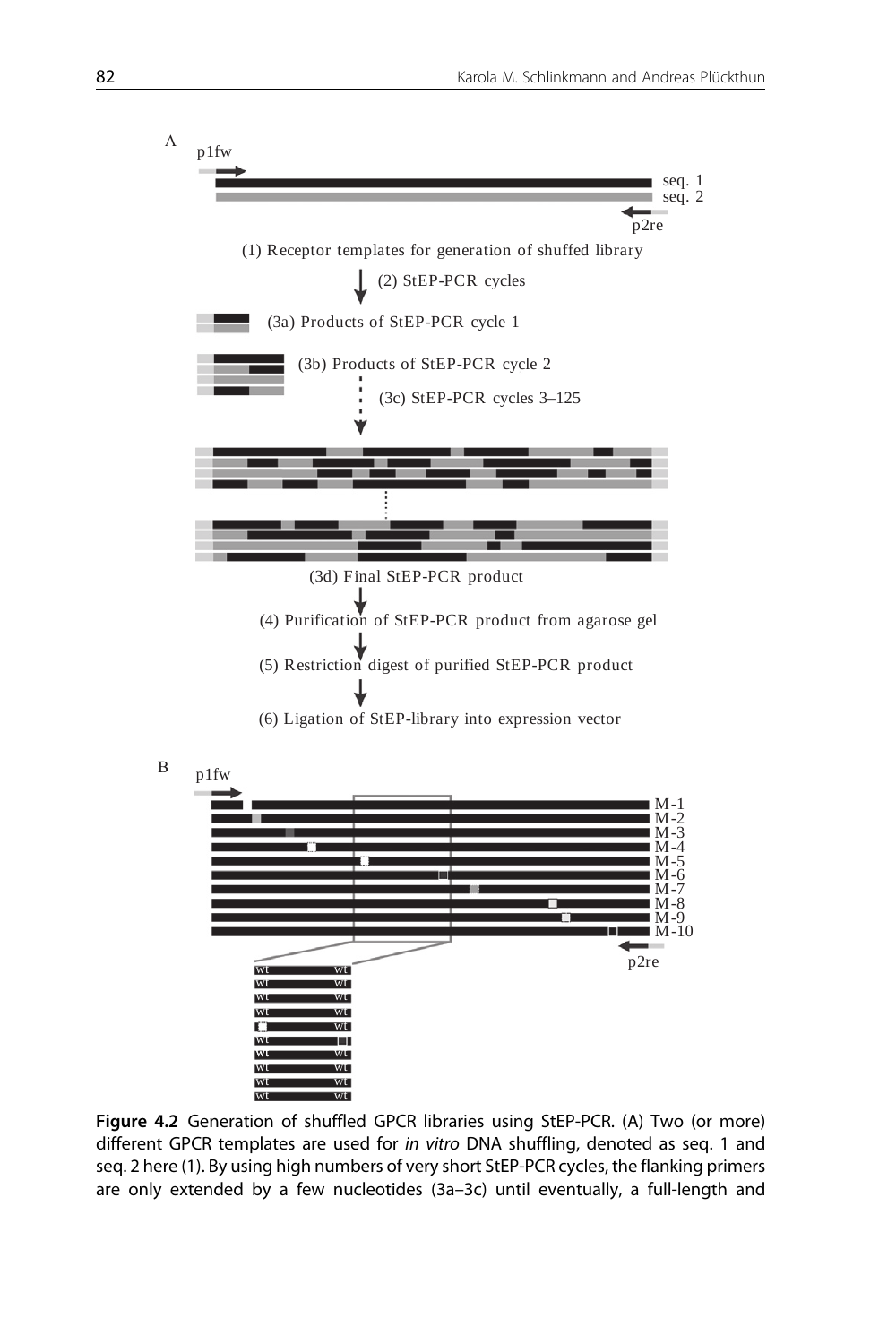A

p1fw

seq. 1
seq. 2

p2re

(1) Receptor templates for generation of shuffled library

(2) StEP-PCR cycles

(3a) Products of StEP-PCR cycle 1

(3b) Products of StEP-PCR cycle 2

(3c) StEP-PCR cycles 3–125

(3d) Final StEP-PCR product

(4) Purification of StEP-PCR product from agarose gel

(5) Restriction digest of purified StEP-PCR product

(6) Ligation of StEP-library into expression vector

B

p1fw

M-1
M-2
M-3
M-4
M-5
M-6
M-7
M-8
M-9
M-10

p2re

**Figure 4.2** Generation of shuffled GPCR libraries using StEP-PCR. (A) Two (or more) different GPCR templates are used for *in vitro* DNA shuffling, denoted as seq. 1 and seq. 2 here (1). By using high numbers of very short StEP-PCR cycles, the flanking primers are only extended by a few nucleotides (3a–3c) until eventually, a full-length and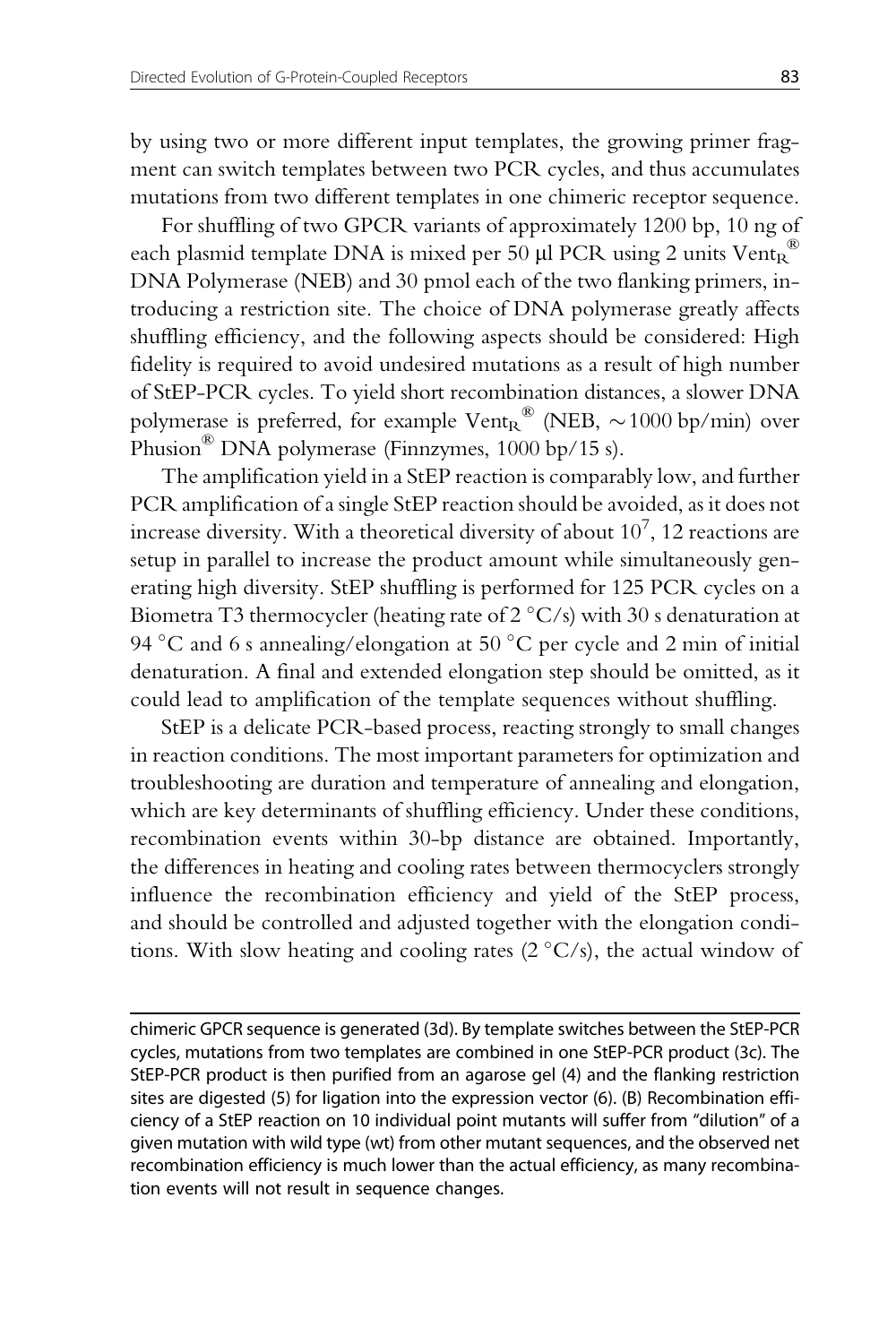by using two or more different input templates, the growing primer fragment can switch templates between two PCR cycles, and thus accumulates mutations from two different templates in one chimeric receptor sequence.

For shuffling of two GPCR variants of approximately 1200 bp, 10 ng of each plasmid template DNA is mixed per 50 μl PCR using 2 units $\text{Vent}_\text{R}^{®}$ DNA Polymerase (NEB) and 30 pmol each of the two flanking primers, introducing a restriction site. The choice of DNA polymerase greatly affects shuffling efficiency, and the following aspects should be considered: High fidelity is required to avoid undesired mutations as a result of high number of StEP-PCR cycles. To yield short recombination distances, a slower DNA polymerase is preferred, for example $\text{Vent}_\text{R}^{®}$ (NEB, ~1000 bp/min) over Phusion® DNA polymerase (Finnzymes, 1000 bp/15 s).

The amplification yield in a StEP reaction is comparably low, and further PCR amplification of a single StEP reaction should be avoided, as it does not increase diversity. With a theoretical diversity of about $10^7$, 12 reactions are setup in parallel to increase the product amount while simultaneously generating high diversity. StEP shuffling is performed for 125 PCR cycles on a Biometra T3 thermocycler (heating rate of 2 °C/s) with 30 s denaturation at 94 °C and 6 s annealing/elongation at 50 °C per cycle and 2 min of initial denaturation. A final and extended elongation step should be omitted, as it could lead to amplification of the template sequences without shuffling.

StEP is a delicate PCR-based process, reacting strongly to small changes in reaction conditions. The most important parameters for optimization and troubleshooting are duration and temperature of annealing and elongation, which are key determinants of shuffling efficiency. Under these conditions, recombination events within 30-bp distance are obtained. Importantly, the differences in heating and cooling rates between thermocyclers strongly influence the recombination efficiency and yield of the StEP process, and should be controlled and adjusted together with the elongation conditions. With slow heating and cooling rates (2 °C/s), the actual window of

chimeric GPCR sequence is generated (3d). By template switches between the StEP-PCR cycles, mutations from two templates are combined in one StEP-PCR product (3c). The StEP-PCR product is then purified from an agarose gel (4) and the flanking restriction sites are digested (5) for ligation into the expression vector (6). (B) Recombination efficiency of a StEP reaction on 10 individual point mutants will suffer from "dilution" of a given mutation with wild type (wt) from other mutant sequences, and the observed net recombination efficiency is much lower than the actual efficiency, as many recombination events will not result in sequence changes.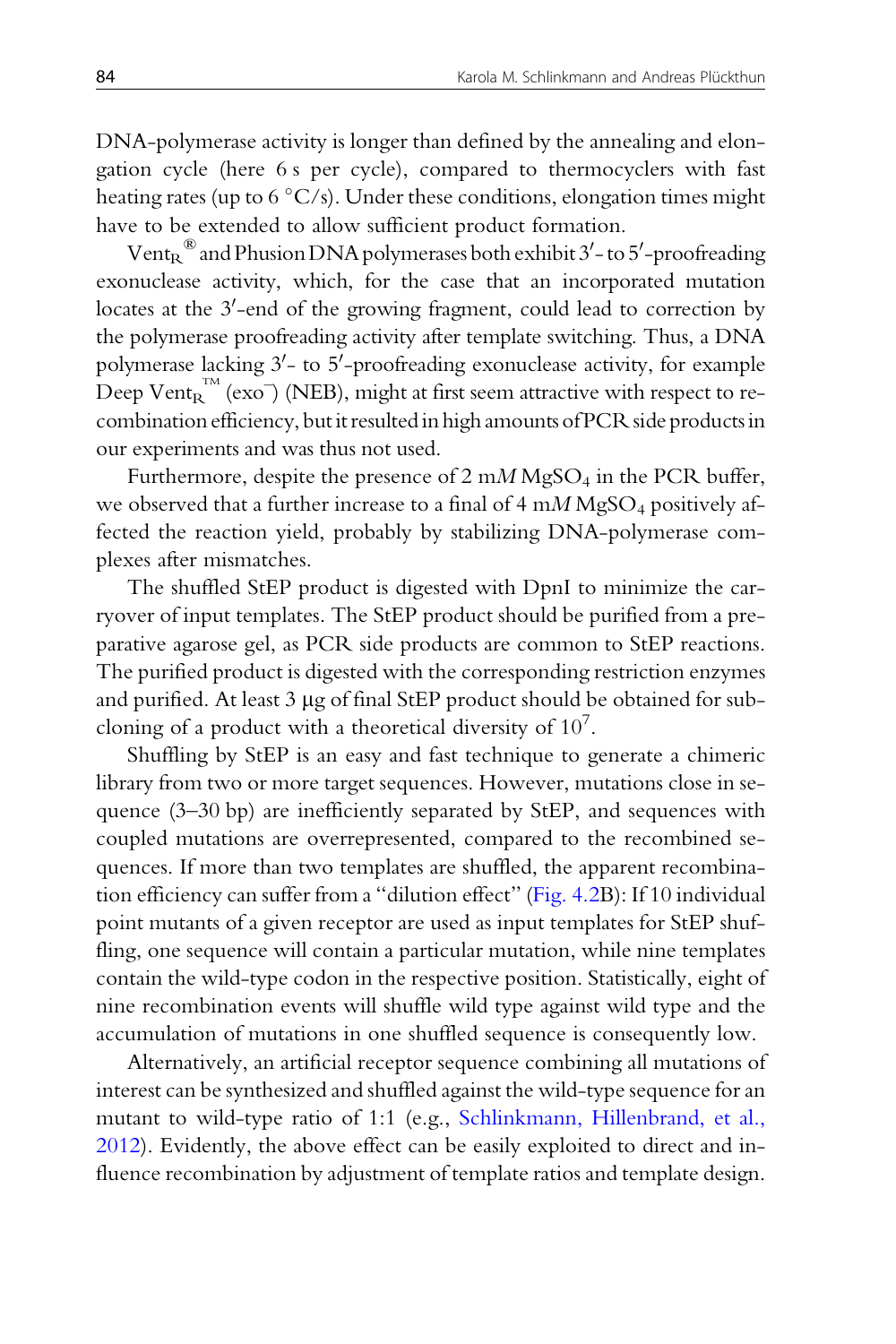DNA-polymerase activity is longer than defined by the annealing and elongation cycle (here 6 s per cycle), compared to thermocyclers with fast heating rates (up to 6 °C/s). Under these conditions, elongation times might have to be extended to allow sufficient product formation.

$\text{Vent}_{\text{R}}^{®}$ and Phusion DNA polymerases both exhibit 3′- to 5′-proofreading exonuclease activity, which, for the case that an incorporated mutation locates at the 3′-end of the growing fragment, could lead to correction by the polymerase proofreading activity after template switching. Thus, a DNA polymerase lacking 3′- to 5′-proofreading exonuclease activity, for example Deep $\text{Vent}_{\text{R}}^{™}$ ($\text{exo}^{-}$) (NEB), might at first seem attractive with respect to recombination efficiency, but it resulted in high amounts of PCR side products in our experiments and was thus not used.

Furthermore, despite the presence of 2 m*M* $MgSO_4$ in the PCR buffer, we observed that a further increase to a final of 4 m*M* $MgSO_4$ positively affected the reaction yield, probably by stabilizing DNA-polymerase complexes after mismatches.

The shuffled StEP product is digested with DpnI to minimize the carryover of input templates. The StEP product should be purified from a preparative agarose gel, as PCR side products are common to StEP reactions. The purified product is digested with the corresponding restriction enzymes and purified. At least 3 μg of final StEP product should be obtained for subcloning of a product with a theoretical diversity of $10^7$.

Shuffling by StEP is an easy and fast technique to generate a chimeric library from two or more target sequences. However, mutations close in sequence (3–30 bp) are inefficiently separated by StEP, and sequences with coupled mutations are overrepresented, compared to the recombined sequences. If more than two templates are shuffled, the apparent recombination efficiency can suffer from a "dilution effect" (Fig. 4.2B): If 10 individual point mutants of a given receptor are used as input templates for StEP shuffling, one sequence will contain a particular mutation, while nine templates contain the wild-type codon in the respective position. Statistically, eight of nine recombination events will shuffle wild type against wild type and the accumulation of mutations in one shuffled sequence is consequently low.

Alternatively, an artificial receptor sequence combining all mutations of interest can be synthesized and shuffled against the wild-type sequence for an mutant to wild-type ratio of 1:1 (e.g., Schlinkmann, Hillenbrand, et al., 2012). Evidently, the above effect can be easily exploited to direct and influence recombination by adjustment of template ratios and template design.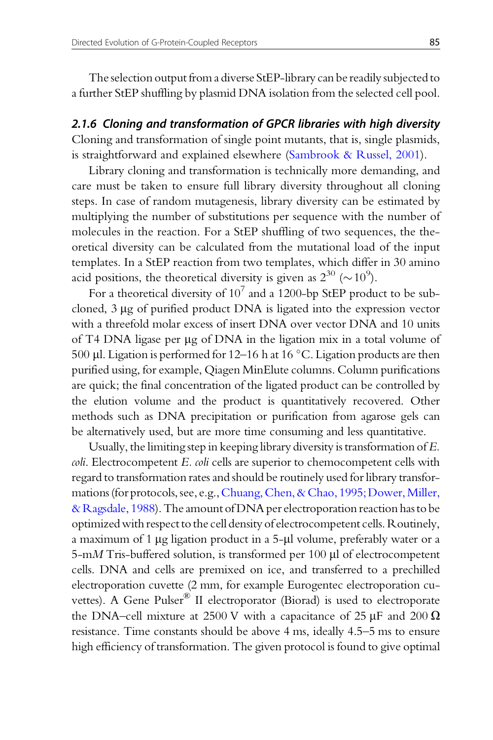The selection output from a diverse StEP-library can be readily subjected to a further StEP shuffling by plasmid DNA isolation from the selected cell pool.

### *2.1.6 Cloning and transformation of GPCR libraries with high diversity*

Cloning and transformation of single point mutants, that is, single plasmids, is straightforward and explained elsewhere (Sambrook & Russel, 2001).

Library cloning and transformation is technically more demanding, and care must be taken to ensure full library diversity throughout all cloning steps. In case of random mutagenesis, library diversity can be estimated by multiplying the number of substitutions per sequence with the number of molecules in the reaction. For a StEP shuffling of two sequences, the theoretical diversity can be calculated from the mutational load of the input templates. In a StEP reaction from two templates, which differ in 30 amino acid positions, the theoretical diversity is given as $2^{30}$ ($\sim 10^9$).

For a theoretical diversity of $10^7$ and a 1200-bp StEP product to be subcloned, 3 μg of purified product DNA is ligated into the expression vector with a threefold molar excess of insert DNA over vector DNA and 10 units of T4 DNA ligase per μg of DNA in the ligation mix in a total volume of 500 μl. Ligation is performed for 12–16 h at 16 °C. Ligation products are then purified using, for example, Qiagen MinElute columns. Column purifications are quick; the final concentration of the ligated product can be controlled by the elution volume and the product is quantitatively recovered. Other methods such as DNA precipitation or purification from agarose gels can be alternatively used, but are more time consuming and less quantitative.

Usually, the limiting step in keeping library diversity is transformation of *E. coli*. Electrocompetent *E. coli* cells are superior to chemocompetent cells with regard to transformation rates and should be routinely used for library transformations (for protocols, see, e.g., Chuang, Chen, & Chao, 1995; Dower, Miller, & Ragsdale, 1988). The amount of DNA per electroporation reaction has to be optimized with respect to the cell density of electrocompetent cells. Routinely, a maximum of 1 μg ligation product in a 5-μl volume, preferably water or a 5-m*M* Tris-buffered solution, is transformed per 100 μl of electrocompetent cells. DNA and cells are premixed on ice, and transferred to a prechilled electroporation cuvette (2 mm, for example Eurogentec electroporation cuvettes). A Gene Pulser® II electroporator (Biorad) is used to electroporate the DNA–cell mixture at 2500 V with a capacitance of 25 μF and 200 Ω resistance. Time constants should be above 4 ms, ideally 4.5–5 ms to ensure high efficiency of transformation. The given protocol is found to give optimal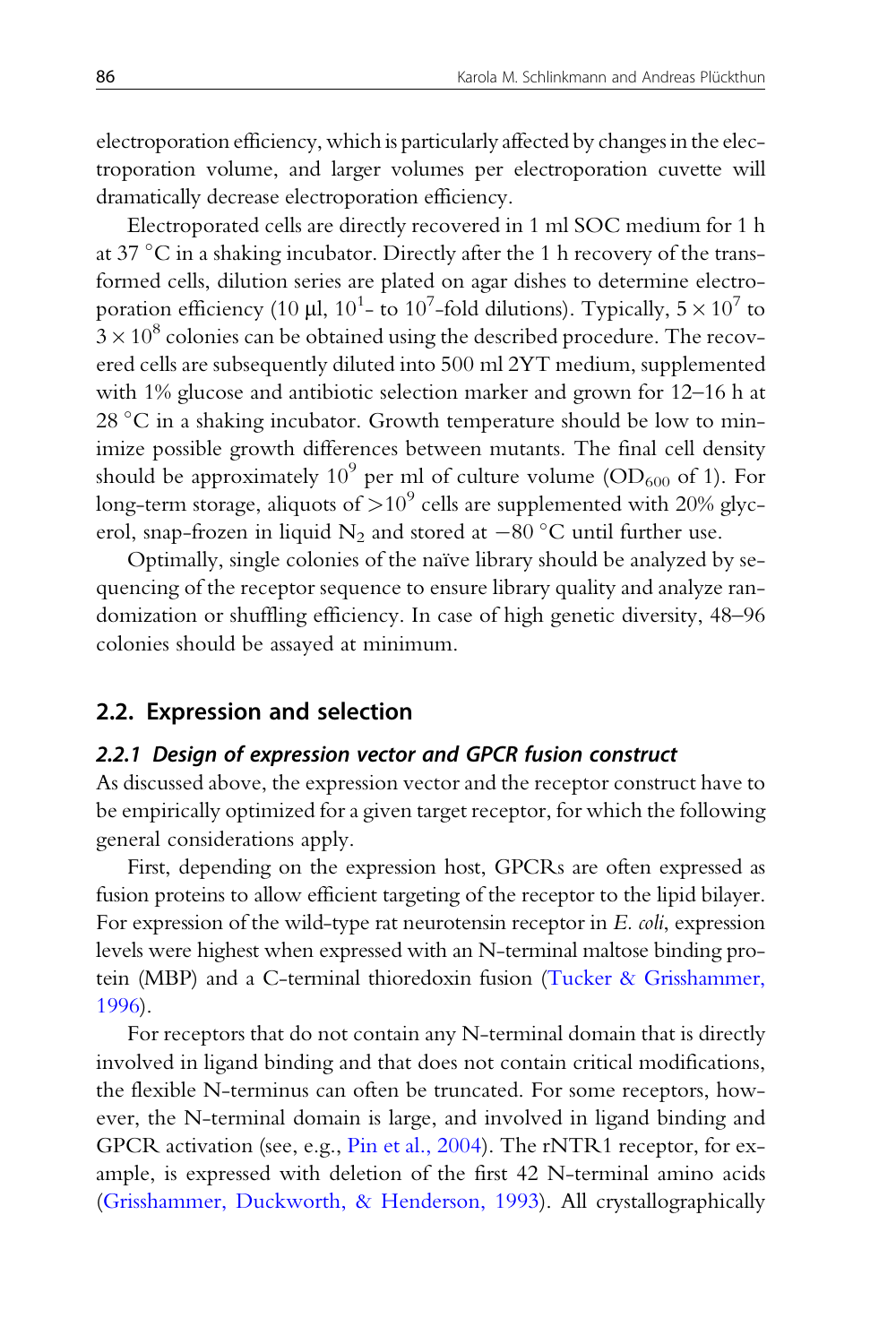electroporation efficiency, which is particularly affected by changes in the electroporation volume, and larger volumes per electroporation cuvette will dramatically decrease electroporation efficiency.

Electroporated cells are directly recovered in 1 ml SOC medium for 1 h at 37 °C in a shaking incubator. Directly after the 1 h recovery of the transformed cells, dilution series are plated on agar dishes to determine electroporation efficiency (10 μl, $10^1$- to $10^7$-fold dilutions). Typically, $5 \times 10^7$ to $3 \times 10^8$ colonies can be obtained using the described procedure. The recovered cells are subsequently diluted into 500 ml 2YT medium, supplemented with 1% glucose and antibiotic selection marker and grown for 12–16 h at 28 °C in a shaking incubator. Growth temperature should be low to minimize possible growth differences between mutants. The final cell density should be approximately $10^9$ per ml of culture volume ($OD_{600}$ of 1). For long-term storage, aliquots of $>10^9$ cells are supplemented with 20% glycerol, snap-frozen in liquid $N_2$ and stored at −80 °C until further use.

Optimally, single colonies of the naïve library should be analyzed by sequencing of the receptor sequence to ensure library quality and analyze randomization or shuffling efficiency. In case of high genetic diversity, 48–96 colonies should be assayed at minimum.

## 2.2. Expression and selection

### *2.2.1 Design of expression vector and GPCR fusion construct*

As discussed above, the expression vector and the receptor construct have to be empirically optimized for a given target receptor, for which the following general considerations apply.

First, depending on the expression host, GPCRs are often expressed as fusion proteins to allow efficient targeting of the receptor to the lipid bilayer. For expression of the wild-type rat neurotensin receptor in *E. coli*, expression levels were highest when expressed with an N-terminal maltose binding protein (MBP) and a C-terminal thioredoxin fusion (Tucker & Grisshammer, 1996).

For receptors that do not contain any N-terminal domain that is directly involved in ligand binding and that does not contain critical modifications, the flexible N-terminus can often be truncated. For some receptors, however, the N-terminal domain is large, and involved in ligand binding and GPCR activation (see, e.g., Pin et al., 2004). The rNTR1 receptor, for example, is expressed with deletion of the first 42 N-terminal amino acids (Grisshammer, Duckworth, & Henderson, 1993). All crystallographically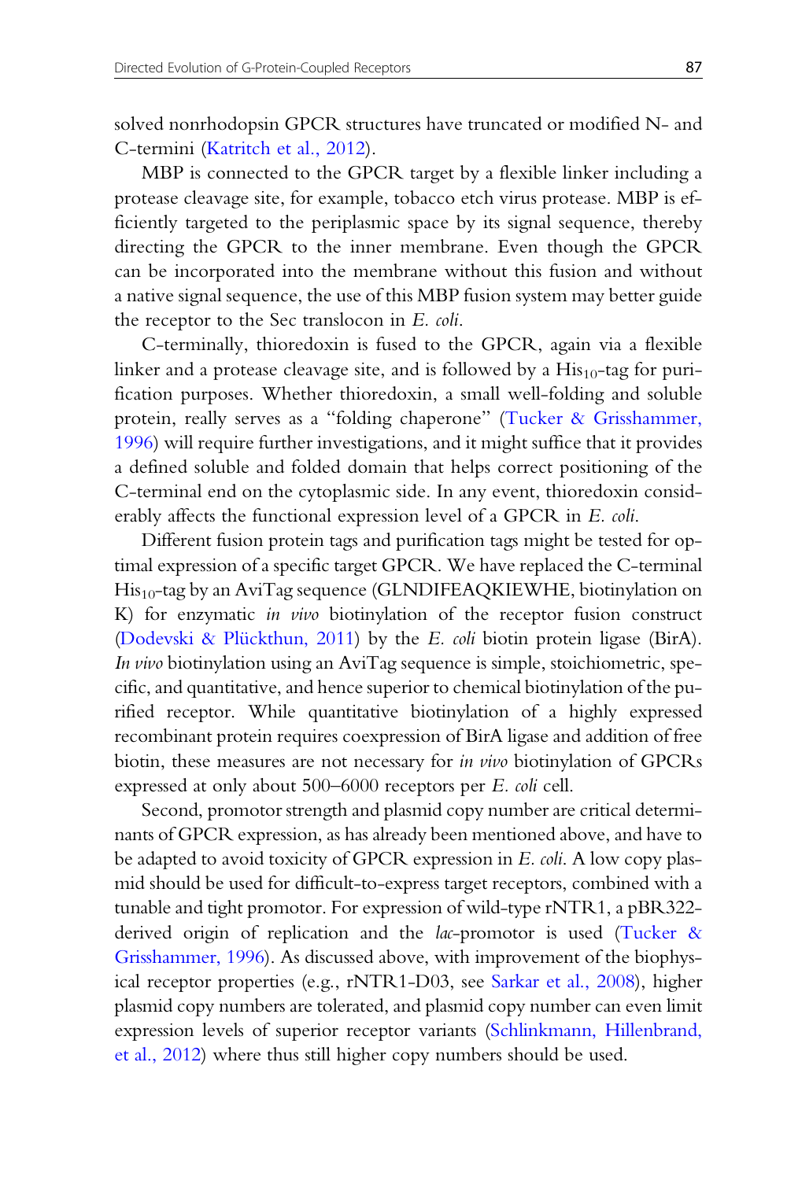solved nonrhodopsin GPCR structures have truncated or modified N- and C-termini (Katritch et al., 2012).

MBP is connected to the GPCR target by a flexible linker including a protease cleavage site, for example, tobacco etch virus protease. MBP is efficiently targeted to the periplasmic space by its signal sequence, thereby directing the GPCR to the inner membrane. Even though the GPCR can be incorporated into the membrane without this fusion and without a native signal sequence, the use of this MBP fusion system may better guide the receptor to the Sec translocon in *E. coli*.

C-terminally, thioredoxin is fused to the GPCR, again via a flexible linker and a protease cleavage site, and is followed by a $His_{10}$-tag for purification purposes. Whether thioredoxin, a small well-folding and soluble protein, really serves as a "folding chaperone" (Tucker & Grisshammer, 1996) will require further investigations, and it might suffice that it provides a defined soluble and folded domain that helps correct positioning of the C-terminal end on the cytoplasmic side. In any event, thioredoxin considerably affects the functional expression level of a GPCR in *E. coli*.

Different fusion protein tags and purification tags might be tested for optimal expression of a specific target GPCR. We have replaced the C-terminal $His_{10}$-tag by an AviTag sequence (GLNDIFEAQKIEWHE, biotinylation on K) for enzymatic *in vivo* biotinylation of the receptor fusion construct (Dodevski & Plückthun, 2011) by the *E. coli* biotin protein ligase (BirA). *In vivo* biotinylation using an AviTag sequence is simple, stoichiometric, specific, and quantitative, and hence superior to chemical biotinylation of the purified receptor. While quantitative biotinylation of a highly expressed recombinant protein requires coexpression of BirA ligase and addition of free biotin, these measures are not necessary for *in vivo* biotinylation of GPCRs expressed at only about 500–6000 receptors per *E. coli* cell.

Second, promotor strength and plasmid copy number are critical determinants of GPCR expression, as has already been mentioned above, and have to be adapted to avoid toxicity of GPCR expression in *E. coli*. A low copy plasmid should be used for difficult-to-express target receptors, combined with a tunable and tight promotor. For expression of wild-type rNTR1, a pBR322-derived origin of replication and the *lac*-promotor is used (Tucker & Grisshammer, 1996). As discussed above, with improvement of the biophysical receptor properties (e.g., rNTR1-D03, see Sarkar et al., 2008), higher plasmid copy numbers are tolerated, and plasmid copy number can even limit expression levels of superior receptor variants (Schlinkmann, Hillenbrand, et al., 2012) where thus still higher copy numbers should be used.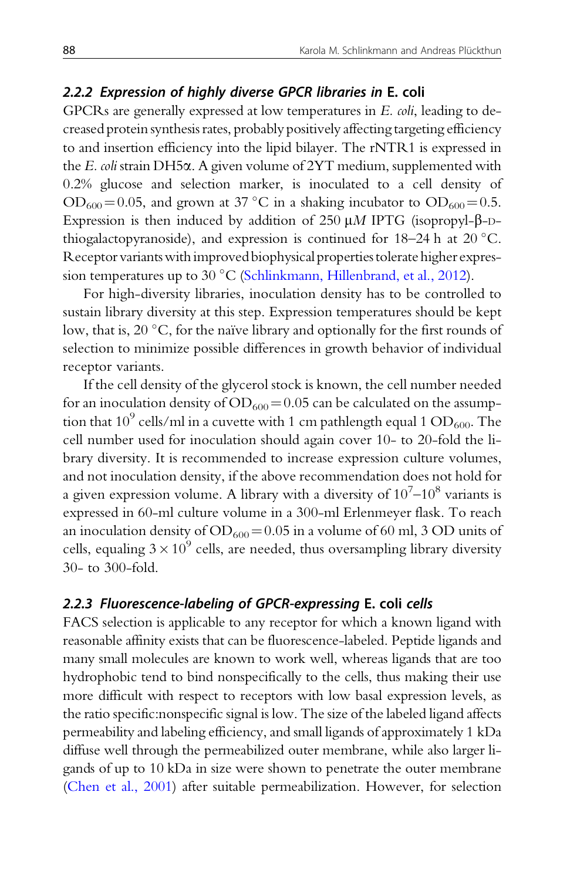### 2.2.2 *Expression of highly diverse GPCR libraries in* E. coli

GPCRs are generally expressed at low temperatures in *E. coli*, leading to decreased protein synthesis rates, probably positively affecting targeting efficiency to and insertion efficiency into the lipid bilayer. The rNTR1 is expressed in the *E. coli* strain DH5α. A given volume of 2YT medium, supplemented with 0.2% glucose and selection marker, is inoculated to a cell density of $OD_{600} = 0.05$, and grown at 37 °C in a shaking incubator to $OD_{600} = 0.5$. Expression is then induced by addition of 250 μ*M* IPTG (isopropyl-β-D-thiogalactopyranoside), and expression is continued for 18–24 h at 20 °C. Receptor variants with improved biophysical properties tolerate higher expression temperatures up to 30 °C (Schlinkmann, Hillenbrand, et al., 2012).

For high-diversity libraries, inoculation density has to be controlled to sustain library diversity at this step. Expression temperatures should be kept low, that is, 20 °C, for the naïve library and optionally for the first rounds of selection to minimize possible differences in growth behavior of individual receptor variants.

If the cell density of the glycerol stock is known, the cell number needed for an inoculation density of $OD_{600} = 0.05$ can be calculated on the assumption that $10^9$ cells/ml in a cuvette with 1 cm pathlength equal 1 $OD_{600}$. The cell number used for inoculation should again cover 10- to 20-fold the library diversity. It is recommended to increase expression culture volumes, and not inoculation density, if the above recommendation does not hold for a given expression volume. A library with a diversity of $10^7$–$10^8$ variants is expressed in 60-ml culture volume in a 300-ml Erlenmeyer flask. To reach an inoculation density of $OD_{600} = 0.05$ in a volume of 60 ml, 3 OD units of cells, equaling $3 \times 10^9$ cells, are needed, thus oversampling library diversity 30- to 300-fold.

### 2.2.3 *Fluorescence-labeling of GPCR-expressing* E. coli *cells*

FACS selection is applicable to any receptor for which a known ligand with reasonable affinity exists that can be fluorescence-labeled. Peptide ligands and many small molecules are known to work well, whereas ligands that are too hydrophobic tend to bind nonspecifically to the cells, thus making their use more difficult with respect to receptors with low basal expression levels, as the ratio specific:nonspecific signal is low. The size of the labeled ligand affects permeability and labeling efficiency, and small ligands of approximately 1 kDa diffuse well through the permeabilized outer membrane, while also larger ligands of up to 10 kDa in size were shown to penetrate the outer membrane (Chen et al., 2001) after suitable permeabilization. However, for selection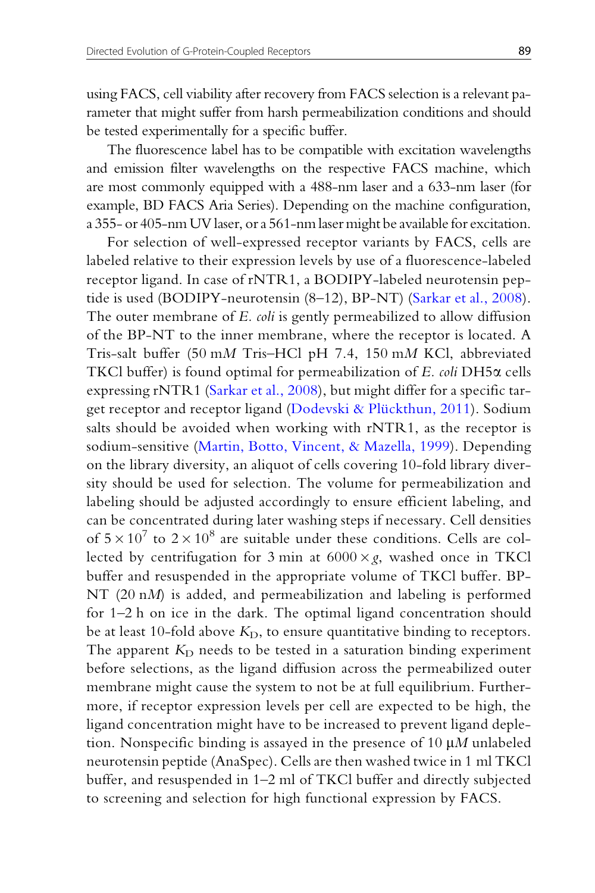using FACS, cell viability after recovery from FACS selection is a relevant parameter that might suffer from harsh permeabilization conditions and should be tested experimentally for a specific buffer.

The fluorescence label has to be compatible with excitation wavelengths and emission filter wavelengths on the respective FACS machine, which are most commonly equipped with a 488-nm laser and a 633-nm laser (for example, BD FACS Aria Series). Depending on the machine configuration, a 355- or 405-nm UV laser, or a 561-nm laser might be available for excitation.

For selection of well-expressed receptor variants by FACS, cells are labeled relative to their expression levels by use of a fluorescence-labeled receptor ligand. In case of rNTR1, a BODIPY-labeled neurotensin peptide is used (BODIPY-neurotensin (8–12), BP-NT) (Sarkar et al., 2008). The outer membrane of *E. coli* is gently permeabilized to allow diffusion of the BP-NT to the inner membrane, where the receptor is located. A Tris-salt buffer (50 m*M* Tris–HCl pH 7.4, 150 m*M* KCl, abbreviated TKCl buffer) is found optimal for permeabilization of *E. coli* DH5α cells expressing rNTR1 (Sarkar et al., 2008), but might differ for a specific target receptor and receptor ligand (Dodevski & Plückthun, 2011). Sodium salts should be avoided when working with rNTR1, as the receptor is sodium-sensitive (Martin, Botto, Vincent, & Mazella, 1999). Depending on the library diversity, an aliquot of cells covering 10-fold library diversity should be used for selection. The volume for permeabilization and labeling should be adjusted accordingly to ensure efficient labeling, and can be concentrated during later washing steps if necessary. Cell densities of $5 \times 10^7$ to $2 \times 10^8$ are suitable under these conditions. Cells are collected by centrifugation for 3 min at $6000 \times g$, washed once in TKCl buffer and resuspended in the appropriate volume of TKCl buffer. BP-NT (20 n*M*) is added, and permeabilization and labeling is performed for 1–2 h on ice in the dark. The optimal ligand concentration should be at least 10-fold above $K_D$, to ensure quantitative binding to receptors. The apparent $K_D$ needs to be tested in a saturation binding experiment before selections, as the ligand diffusion across the permeabilized outer membrane might cause the system to not be at full equilibrium. Furthermore, if receptor expression levels per cell are expected to be high, the ligand concentration might have to be increased to prevent ligand depletion. Nonspecific binding is assayed in the presence of 10 μ*M* unlabeled neurotensin peptide (AnaSpec). Cells are then washed twice in 1 ml TKCl buffer, and resuspended in 1–2 ml of TKCl buffer and directly subjected to screening and selection for high functional expression by FACS.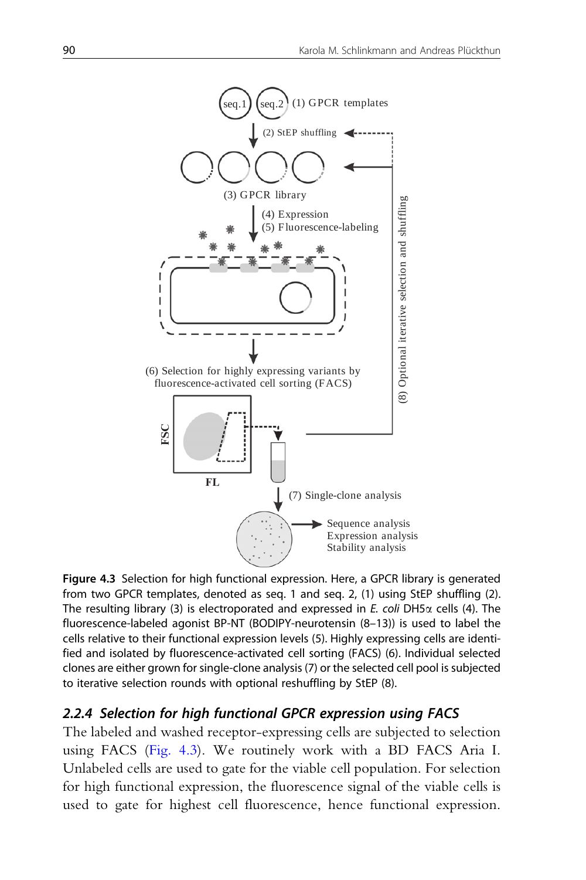**Figure 4.3** Selection for high functional expression. Here, a GPCR library is generated from two GPCR templates, denoted as seq. 1 and seq. 2, (1) using StEP shuffling (2). The resulting library (3) is electroporated and expressed in *E. coli* DH5α cells (4). The fluorescence-labeled agonist BP-NT (BODIPY-neurotensin (8–13)) is used to label the cells relative to their functional expression levels (5). Highly expressing cells are identified and isolated by fluorescence-activated cell sorting (FACS) (6). Individual selected clones are either grown for single-clone analysis (7) or the selected cell pool is subjected to iterative selection rounds with optional reshuffling by StEP (8).

### *2.2.4 Selection for high functional GPCR expression using FACS*

The labeled and washed receptor-expressing cells are subjected to selection using FACS (Fig. 4.3). We routinely work with a BD FACS Aria I. Unlabeled cells are used to gate for the viable cell population. For selection for high functional expression, the fluorescence signal of the viable cells is used to gate for highest cell fluorescence, hence functional expression.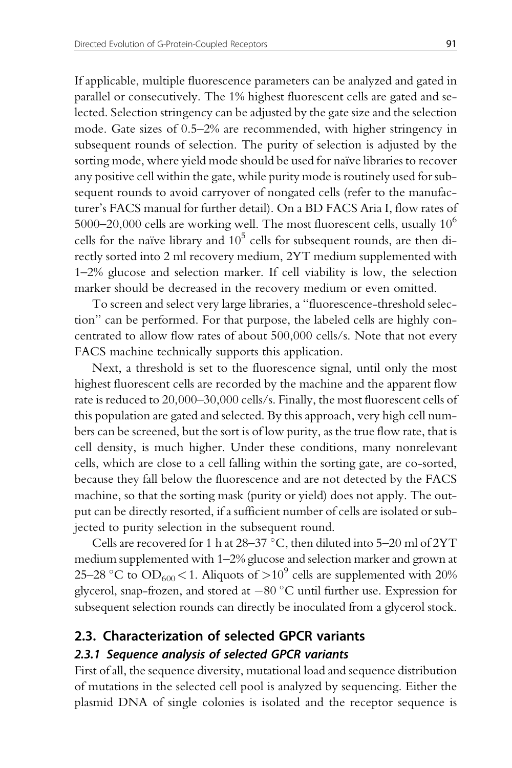If applicable, multiple fluorescence parameters can be analyzed and gated in parallel or consecutively. The 1% highest fluorescent cells are gated and selected. Selection stringency can be adjusted by the gate size and the selection mode. Gate sizes of 0.5–2% are recommended, with higher stringency in subsequent rounds of selection. The purity of selection is adjusted by the sorting mode, where yield mode should be used for naïve libraries to recover any positive cell within the gate, while purity mode is routinely used for subsequent rounds to avoid carryover of nongated cells (refer to the manufacturer's FACS manual for further detail). On a BD FACS Aria I, flow rates of 5000–20,000 cells are working well. The most fluorescent cells, usually $10^6$ cells for the naïve library and $10^5$ cells for subsequent rounds, are then directly sorted into 2 ml recovery medium, 2YT medium supplemented with 1–2% glucose and selection marker. If cell viability is low, the selection marker should be decreased in the recovery medium or even omitted.

To screen and select very large libraries, a "fluorescence-threshold selection" can be performed. For that purpose, the labeled cells are highly concentrated to allow flow rates of about 500,000 cells/s. Note that not every FACS machine technically supports this application.

Next, a threshold is set to the fluorescence signal, until only the most highest fluorescent cells are recorded by the machine and the apparent flow rate is reduced to 20,000–30,000 cells/s. Finally, the most fluorescent cells of this population are gated and selected. By this approach, very high cell numbers can be screened, but the sort is of low purity, as the true flow rate, that is cell density, is much higher. Under these conditions, many nonrelevant cells, which are close to a cell falling within the sorting gate, are co-sorted, because they fall below the fluorescence and are not detected by the FACS machine, so that the sorting mask (purity or yield) does not apply. The output can be directly resorted, if a sufficient number of cells are isolated or subjected to purity selection in the subsequent round.

Cells are recovered for 1 h at 28–37 °C, then diluted into 5–20 ml of 2YT medium supplemented with 1–2% glucose and selection marker and grown at 25–28 °C to $OD_{600} < 1$. Aliquots of $>10^9$ cells are supplemented with 20% glycerol, snap-frozen, and stored at −80 °C until further use. Expression for subsequent selection rounds can directly be inoculated from a glycerol stock.

## 2.3. Characterization of selected GPCR variants

### *2.3.1 Sequence analysis of selected GPCR variants*

First of all, the sequence diversity, mutational load and sequence distribution of mutations in the selected cell pool is analyzed by sequencing. Either the plasmid DNA of single colonies is isolated and the receptor sequence is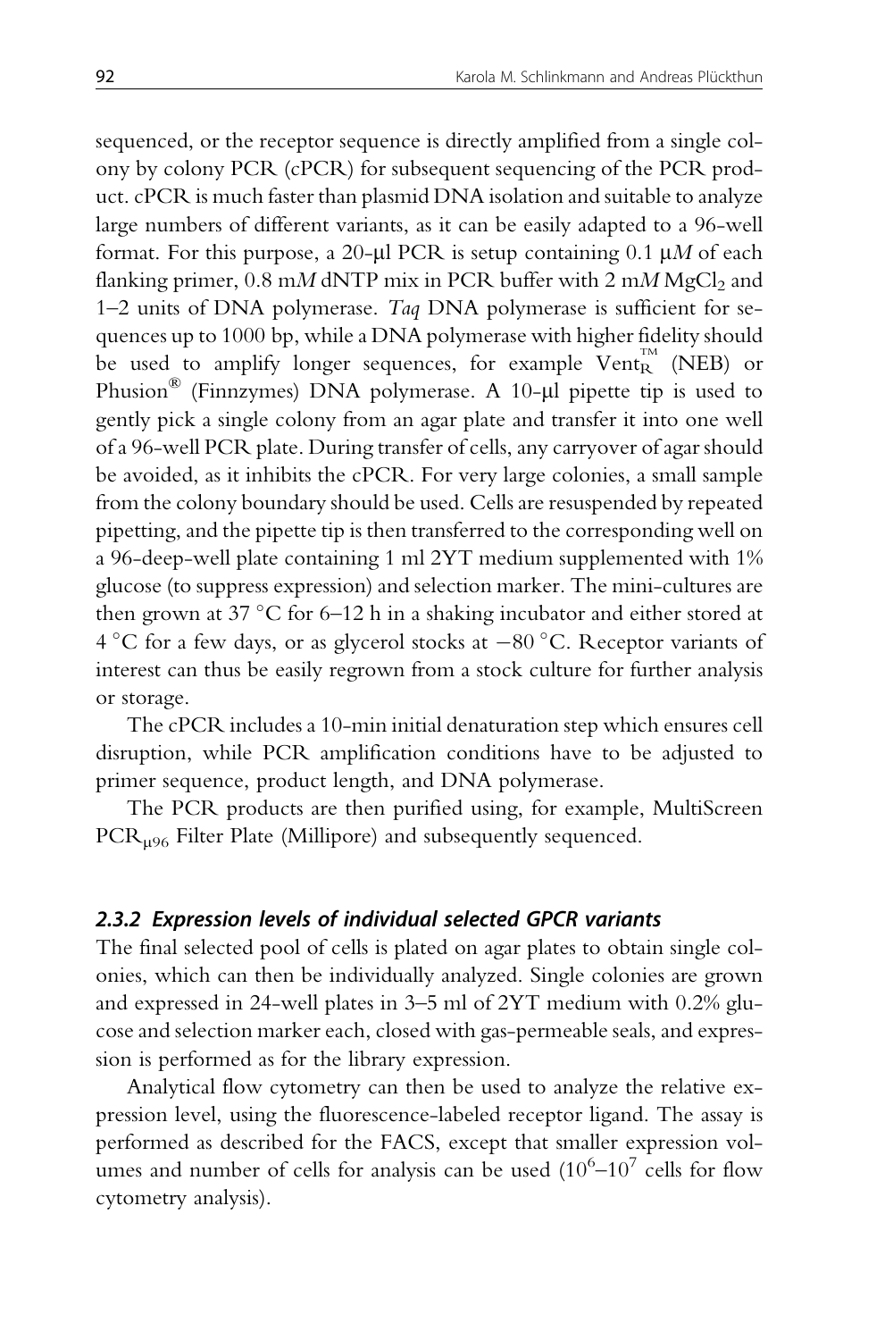sequenced, or the receptor sequence is directly amplified from a single colony by colony PCR (cPCR) for subsequent sequencing of the PCR product. cPCR is much faster than plasmid DNA isolation and suitable to analyze large numbers of different variants, as it can be easily adapted to a 96-well format. For this purpose, a 20-μl PCR is setup containing 0.1 μ*M* of each flanking primer, 0.8 m*M* dNTP mix in PCR buffer with 2 m*M* $MgCl_2$ and 1–2 units of DNA polymerase. *Taq* DNA polymerase is sufficient for sequences up to 1000 bp, while a DNA polymerase with higher fidelity should be used to amplify longer sequences, for example $\text{Vent}_\text{R}^{\text{TM}}$ (NEB) or Phusion® (Finnzymes) DNA polymerase. A 10-μl pipette tip is used to gently pick a single colony from an agar plate and transfer it into one well of a 96-well PCR plate. During transfer of cells, any carryover of agar should be avoided, as it inhibits the cPCR. For very large colonies, a small sample from the colony boundary should be used. Cells are resuspended by repeated pipetting, and the pipette tip is then transferred to the corresponding well on a 96-deep-well plate containing 1 ml 2YT medium supplemented with 1% glucose (to suppress expression) and selection marker. The mini-cultures are then grown at 37 °C for 6–12 h in a shaking incubator and either stored at 4 °C for a few days, or as glycerol stocks at −80 °C. Receptor variants of interest can thus be easily regrown from a stock culture for further analysis or storage.

The cPCR includes a 10-min initial denaturation step which ensures cell disruption, while PCR amplification conditions have to be adjusted to primer sequence, product length, and DNA polymerase.

The PCR products are then purified using, for example, MultiScreen $\text{PCR}_{\mu 96}$ Filter Plate (Millipore) and subsequently sequenced.

### 2.3.2 Expression levels of individual selected GPCR variants

The final selected pool of cells is plated on agar plates to obtain single colonies, which can then be individually analyzed. Single colonies are grown and expressed in 24-well plates in 3–5 ml of 2YT medium with 0.2% glucose and selection marker each, closed with gas-permeable seals, and expression is performed as for the library expression.

Analytical flow cytometry can then be used to analyze the relative expression level, using the fluorescence-labeled receptor ligand. The assay is performed as described for the FACS, except that smaller expression volumes and number of cells for analysis can be used ($10^6$–$10^7$ cells for flow cytometry analysis).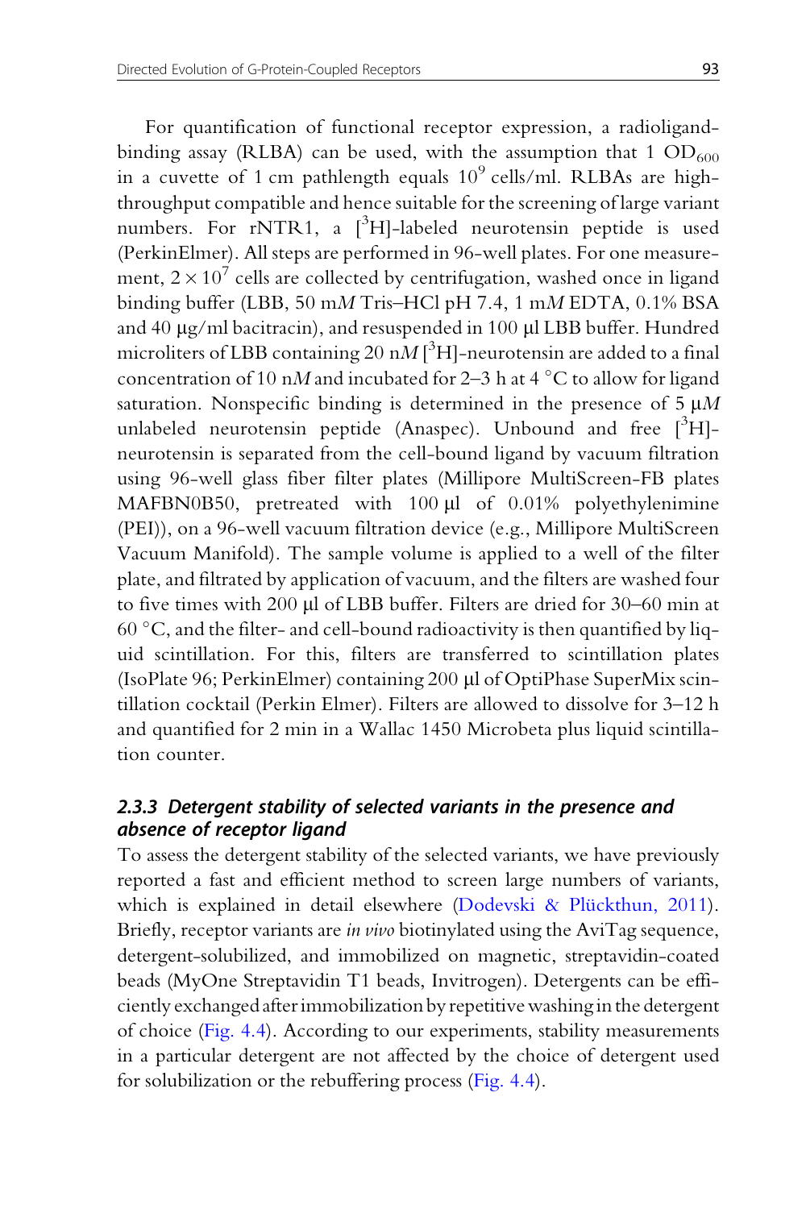For quantification of functional receptor expression, a radioligand-binding assay (RLBA) can be used, with the assumption that 1 $OD_{600}$ in a cuvette of 1 cm pathlength equals $10^9$ cells/ml. RLBAs are high-throughput compatible and hence suitable for the screening of large variant numbers. For rNTR1, a [$^3$H]-labeled neurotensin peptide is used (PerkinElmer). All steps are performed in 96-well plates. For one measurement, $2 \times 10^7$ cells are collected by centrifugation, washed once in ligand binding buffer (LBB, 50 m*M* Tris–HCl pH 7.4, 1 m*M* EDTA, 0.1% BSA and 40 μg/ml bacitracin), and resuspended in 100 μl LBB buffer. Hundred microliters of LBB containing 20 n*M* [$^3$H]-neurotensin are added to a final concentration of 10 n*M* and incubated for 2–3 h at 4 °C to allow for ligand saturation. Nonspecific binding is determined in the presence of 5 μ*M* unlabeled neurotensin peptide (Anaspec). Unbound and free [$^3$H]-neurotensin is separated from the cell-bound ligand by vacuum filtration using 96-well glass fiber filter plates (Millipore MultiScreen-FB plates MAFBN0B50, pretreated with 100 μl of 0.01% polyethylenimine (PEI)), on a 96-well vacuum filtration device (e.g., Millipore MultiScreen Vacuum Manifold). The sample volume is applied to a well of the filter plate, and filtrated by application of vacuum, and the filters are washed four to five times with 200 μl of LBB buffer. Filters are dried for 30–60 min at 60 °C, and the filter- and cell-bound radioactivity is then quantified by liquid scintillation. For this, filters are transferred to scintillation plates (IsoPlate 96; PerkinElmer) containing 200 μl of OptiPhase SuperMix scintillation cocktail (Perkin Elmer). Filters are allowed to dissolve for 3–12 h and quantified for 2 min in a Wallac 1450 Microbeta plus liquid scintillation counter.

### 2.3.3 Detergent stability of selected variants in the presence and absence of receptor ligand

To assess the detergent stability of the selected variants, we have previously reported a fast and efficient method to screen large numbers of variants, which is explained in detail elsewhere (Dodevski & Plückthun, 2011). Briefly, receptor variants are *in vivo* biotinylated using the AviTag sequence, detergent-solubilized, and immobilized on magnetic, streptavidin-coated beads (MyOne Streptavidin T1 beads, Invitrogen). Detergents can be efficiently exchanged after immobilization by repetitive washing in the detergent of choice (Fig. 4.4). According to our experiments, stability measurements in a particular detergent are not affected by the choice of detergent used for solubilization or the rebuffering process (Fig. 4.4).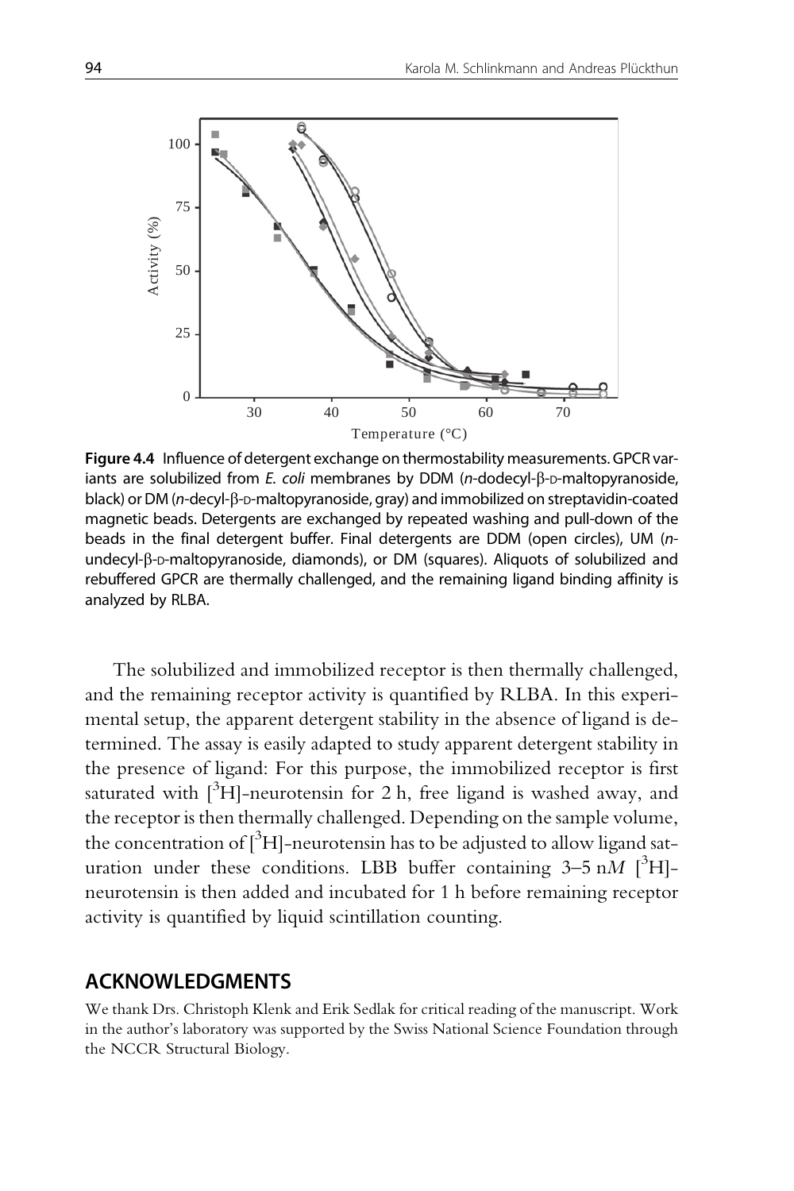Figure 4.4 Influence of detergent exchange on thermostability measurements. GPCR variants are solubilized from *E. coli* membranes by DDM (*n*-dodecyl-β-D-maltopyranoside, black) or DM (*n*-decyl-β-D-maltopyranoside, gray) and immobilized on streptavidin-coated magnetic beads. Detergents are exchanged by repeated washing and pull-down of the beads in the final detergent buffer. Final detergents are DDM (open circles), UM (*n*-undecyl-β-D-maltopyranoside, diamonds), or DM (squares). Aliquots of solubilized and rebuffered GPCR are thermally challenged, and the remaining ligand binding affinity is analyzed by RLBA.

The solubilized and immobilized receptor is then thermally challenged, and the remaining receptor activity is quantified by RLBA. In this experimental setup, the apparent detergent stability in the absence of ligand is determined. The assay is easily adapted to study apparent detergent stability in the presence of ligand: For this purpose, the immobilized receptor is first saturated with [$^3$H]-neurotensin for 2 h, free ligand is washed away, and the receptor is then thermally challenged. Depending on the sample volume, the concentration of [$^3$H]-neurotensin has to be adjusted to allow ligand saturation under these conditions. LBB buffer containing 3–5 n*M* [$^3$H]-neurotensin is then added and incubated for 1 h before remaining receptor activity is quantified by liquid scintillation counting.

## ACKNOWLEDGMENTS

We thank Drs. Christoph Klenk and Erik Sedlak for critical reading of the manuscript. Work in the author's laboratory was supported by the Swiss National Science Foundation through the NCCR Structural Biology.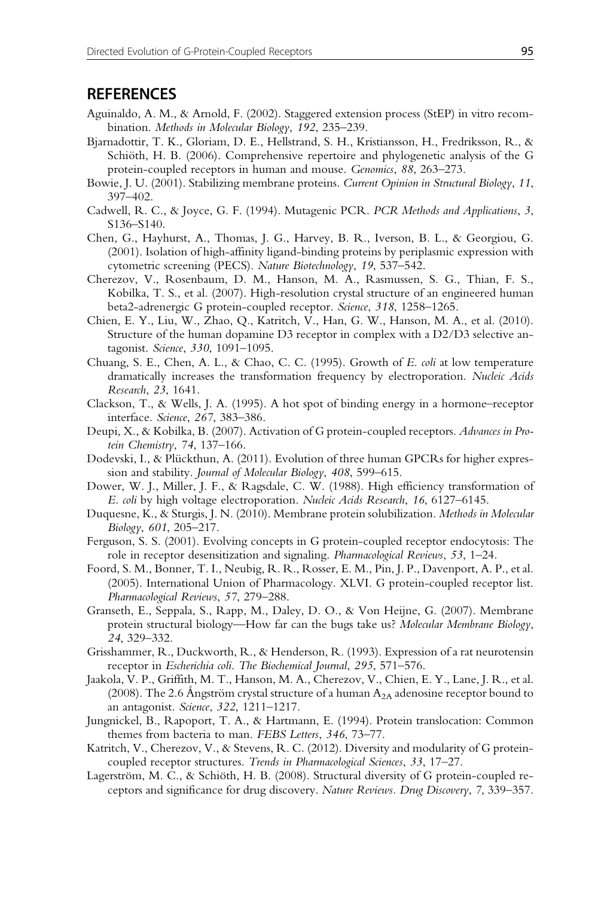## REFERENCES

Aguinaldo, A. M., & Arnold, F. (2002). Staggered extension process (StEP) in vitro recombination. *Methods in Molecular Biology*, *192*, 235–239.

Bjarnadottir, T. K., Gloriam, D. E., Hellstrand, S. H., Kristiansson, H., Fredriksson, R., & Schiöth, H. B. (2006). Comprehensive repertoire and phylogenetic analysis of the G protein-coupled receptors in human and mouse. *Genomics*, *88*, 263–273.

Bowie, J. U. (2001). Stabilizing membrane proteins. *Current Opinion in Structural Biology*, *11*, 397–402.

Cadwell, R. C., & Joyce, G. F. (1994). Mutagenic PCR. *PCR Methods and Applications*, *3*, S136–S140.

Chen, G., Hayhurst, A., Thomas, J. G., Harvey, B. R., Iverson, B. L., & Georgiou, G. (2001). Isolation of high-affinity ligand-binding proteins by periplasmic expression with cytometric screening (PECS). *Nature Biotechnology*, *19*, 537–542.

Cherezov, V., Rosenbaum, D. M., Hanson, M. A., Rasmussen, S. G., Thian, F. S., Kobilka, T. S., et al. (2007). High-resolution crystal structure of an engineered human beta2-adrenergic G protein-coupled receptor. *Science*, *318*, 1258–1265.

Chien, E. Y., Liu, W., Zhao, Q., Katritch, V., Han, G. W., Hanson, M. A., et al. (2010). Structure of the human dopamine D3 receptor in complex with a D2/D3 selective antagonist. *Science*, *330*, 1091–1095.

Chuang, S. E., Chen, A. L., & Chao, C. C. (1995). Growth of *E. coli* at low temperature dramatically increases the transformation frequency by electroporation. *Nucleic Acids Research*, *23*, 1641.

Clackson, T., & Wells, J. A. (1995). A hot spot of binding energy in a hormone–receptor interface. *Science*, *267*, 383–386.

Deupi, X., & Kobilka, B. (2007). Activation of G protein-coupled receptors. *Advances in Protein Chemistry*, *74*, 137–166.

Dodevski, I., & Plückthun, A. (2011). Evolution of three human GPCRs for higher expression and stability. *Journal of Molecular Biology*, *408*, 599–615.

Dower, W. J., Miller, J. F., & Ragsdale, C. W. (1988). High efficiency transformation of *E. coli* by high voltage electroporation. *Nucleic Acids Research*, *16*, 6127–6145.

Duquesne, K., & Sturgis, J. N. (2010). Membrane protein solubilization. *Methods in Molecular Biology*, *601*, 205–217.

Ferguson, S. S. (2001). Evolving concepts in G protein-coupled receptor endocytosis: The role in receptor desensitization and signaling. *Pharmacological Reviews*, *53*, 1–24.

Foord, S. M., Bonner, T. I., Neubig, R. R., Rosser, E. M., Pin, J. P., Davenport, A. P., et al. (2005). International Union of Pharmacology. XLVI. G protein-coupled receptor list. *Pharmacological Reviews*, *57*, 279–288.

Granseth, E., Seppala, S., Rapp, M., Daley, D. O., & Von Heijne, G. (2007). Membrane protein structural biology—How far can the bugs take us? *Molecular Membrane Biology*, *24*, 329–332.

Grisshammer, R., Duckworth, R., & Henderson, R. (1993). Expression of a rat neurotensin receptor in *Escherichia coli*. *The Biochemical Journal*, *295*, 571–576.

Jaakola, V. P., Griffith, M. T., Hanson, M. A., Cherezov, V., Chien, E. Y., Lane, J. R., et al. (2008). The 2.6 Ångström crystal structure of a human $A_{2A}$ adenosine receptor bound to an antagonist. *Science*, *322*, 1211–1217.

Jungnickel, B., Rapoport, T. A., & Hartmann, E. (1994). Protein translocation: Common themes from bacteria to man. *FEBS Letters*, *346*, 73–77.

Katritch, V., Cherezov, V., & Stevens, R. C. (2012). Diversity and modularity of G protein-coupled receptor structures. *Trends in Pharmacological Sciences*, *33*, 17–27.

Lagerström, M. C., & Schiöth, H. B. (2008). Structural diversity of G protein-coupled receptors and significance for drug discovery. *Nature Reviews. Drug Discovery*, *7*, 339–357.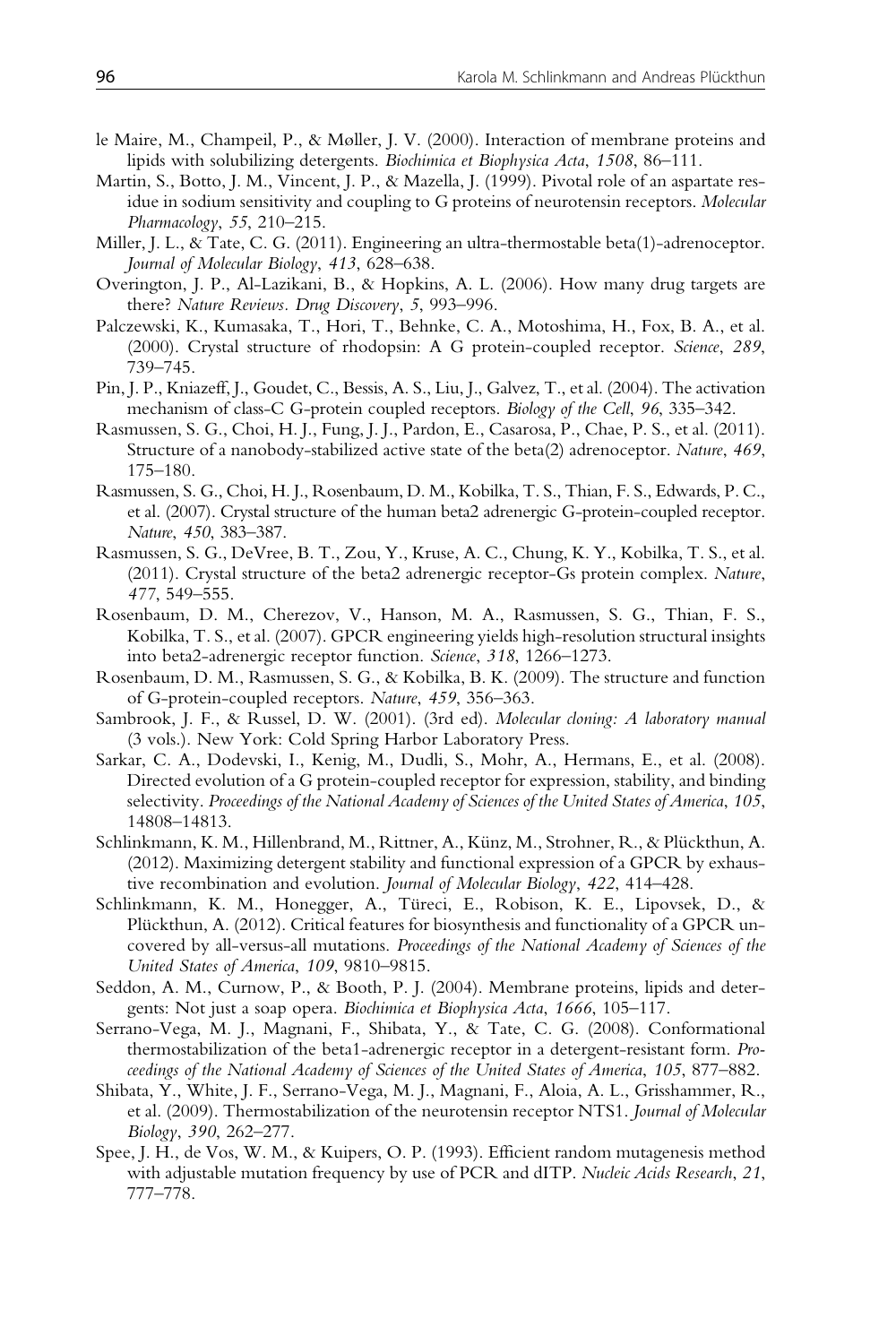le Maire, M., Champeil, P., & Møller, J. V. (2000). Interaction of membrane proteins and lipids with solubilizing detergents. *Biochimica et Biophysica Acta*, *1508*, 86–111.

Martin, S., Botto, J. M., Vincent, J. P., & Mazella, J. (1999). Pivotal role of an aspartate residue in sodium sensitivity and coupling to G proteins of neurotensin receptors. *Molecular Pharmacology*, *55*, 210–215.

Miller, J. L., & Tate, C. G. (2011). Engineering an ultra-thermostable beta(1)-adrenoceptor. *Journal of Molecular Biology*, *413*, 628–638.

Overington, J. P., Al-Lazikani, B., & Hopkins, A. L. (2006). How many drug targets are there? *Nature Reviews. Drug Discovery*, *5*, 993–996.

Palczewski, K., Kumasaka, T., Hori, T., Behnke, C. A., Motoshima, H., Fox, B. A., et al. (2000). Crystal structure of rhodopsin: A G protein-coupled receptor. *Science*, *289*, 739–745.

Pin, J. P., Kniazeff, J., Goudet, C., Bessis, A. S., Liu, J., Galvez, T., et al. (2004). The activation mechanism of class-C G-protein coupled receptors. *Biology of the Cell*, *96*, 335–342.

Rasmussen, S. G., Choi, H. J., Fung, J. J., Pardon, E., Casarosa, P., Chae, P. S., et al. (2011). Structure of a nanobody-stabilized active state of the beta(2) adrenoceptor. *Nature*, *469*, 175–180.

Rasmussen, S. G., Choi, H. J., Rosenbaum, D. M., Kobilka, T. S., Thian, F. S., Edwards, P. C., et al. (2007). Crystal structure of the human beta2 adrenergic G-protein-coupled receptor. *Nature*, *450*, 383–387.

Rasmussen, S. G., DeVree, B. T., Zou, Y., Kruse, A. C., Chung, K. Y., Kobilka, T. S., et al. (2011). Crystal structure of the beta2 adrenergic receptor-Gs protein complex. *Nature*, *477*, 549–555.

Rosenbaum, D. M., Cherezov, V., Hanson, M. A., Rasmussen, S. G., Thian, F. S., Kobilka, T. S., et al. (2007). GPCR engineering yields high-resolution structural insights into beta2-adrenergic receptor function. *Science*, *318*, 1266–1273.

Rosenbaum, D. M., Rasmussen, S. G., & Kobilka, B. K. (2009). The structure and function of G-protein-coupled receptors. *Nature*, *459*, 356–363.

Sambrook, J. F., & Russel, D. W. (2001). (3rd ed). *Molecular cloning: A laboratory manual* (3 vols.). New York: Cold Spring Harbor Laboratory Press.

Sarkar, C. A., Dodevski, I., Kenig, M., Dudli, S., Mohr, A., Hermans, E., et al. (2008). Directed evolution of a G protein-coupled receptor for expression, stability, and binding selectivity. *Proceedings of the National Academy of Sciences of the United States of America*, *105*, 14808–14813.

Schlinkmann, K. M., Hillenbrand, M., Rittner, A., Künz, M., Strohner, R., & Plückthun, A. (2012). Maximizing detergent stability and functional expression of a GPCR by exhaustive recombination and evolution. *Journal of Molecular Biology*, *422*, 414–428.

Schlinkmann, K. M., Honegger, A., Türeci, E., Robison, K. E., Lipovsek, D., & Plückthun, A. (2012). Critical features for biosynthesis and functionality of a GPCR uncovered by all-versus-all mutations. *Proceedings of the National Academy of Sciences of the United States of America*, *109*, 9810–9815.

Seddon, A. M., Curnow, P., & Booth, P. J. (2004). Membrane proteins, lipids and detergents: Not just a soap opera. *Biochimica et Biophysica Acta*, *1666*, 105–117.

Serrano-Vega, M. J., Magnani, F., Shibata, Y., & Tate, C. G. (2008). Conformational thermostabilization of the beta1-adrenergic receptor in a detergent-resistant form. *Proceedings of the National Academy of Sciences of the United States of America*, *105*, 877–882.

Shibata, Y., White, J. F., Serrano-Vega, M. J., Magnani, F., Aloia, A. L., Grisshammer, R., et al. (2009). Thermostabilization of the neurotensin receptor NTS1. *Journal of Molecular Biology*, *390*, 262–277.

Spee, J. H., de Vos, W. M., & Kuipers, O. P. (1993). Efficient random mutagenesis method with adjustable mutation frequency by use of PCR and dITP. *Nucleic Acids Research*, *21*, 777–778.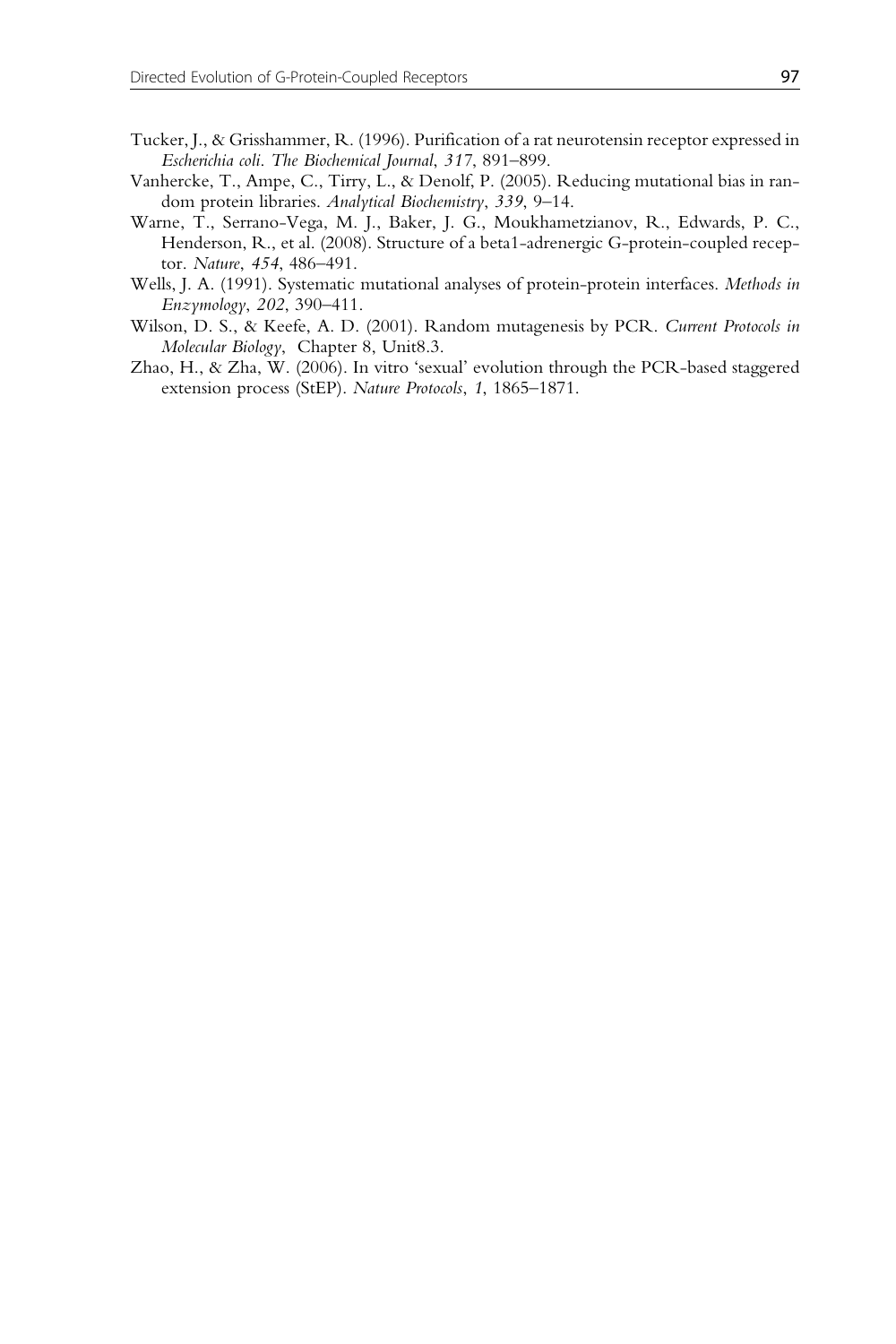Tucker, J., & Grisshammer, R. (1996). Purification of a rat neurotensin receptor expressed in *Escherichia coli*. *The Biochemical Journal*, *317*, 891–899.

Vanhercke, T., Ampe, C., Tirry, L., & Denolf, P. (2005). Reducing mutational bias in random protein libraries. *Analytical Biochemistry*, *339*, 9–14.

Warne, T., Serrano-Vega, M. J., Baker, J. G., Moukhametzianov, R., Edwards, P. C., Henderson, R., et al. (2008). Structure of a beta1-adrenergic G-protein-coupled receptor. *Nature*, *454*, 486–491.

Wells, J. A. (1991). Systematic mutational analyses of protein-protein interfaces. *Methods in Enzymology*, *202*, 390–411.

Wilson, D. S., & Keefe, A. D. (2001). Random mutagenesis by PCR. *Current Protocols in Molecular Biology*, Chapter 8, Unit8.3.

Zhao, H., & Zha, W. (2006). In vitro 'sexual' evolution through the PCR-based staggered extension process (StEP). *Nature Protocols*, *1*, 1865–1871.